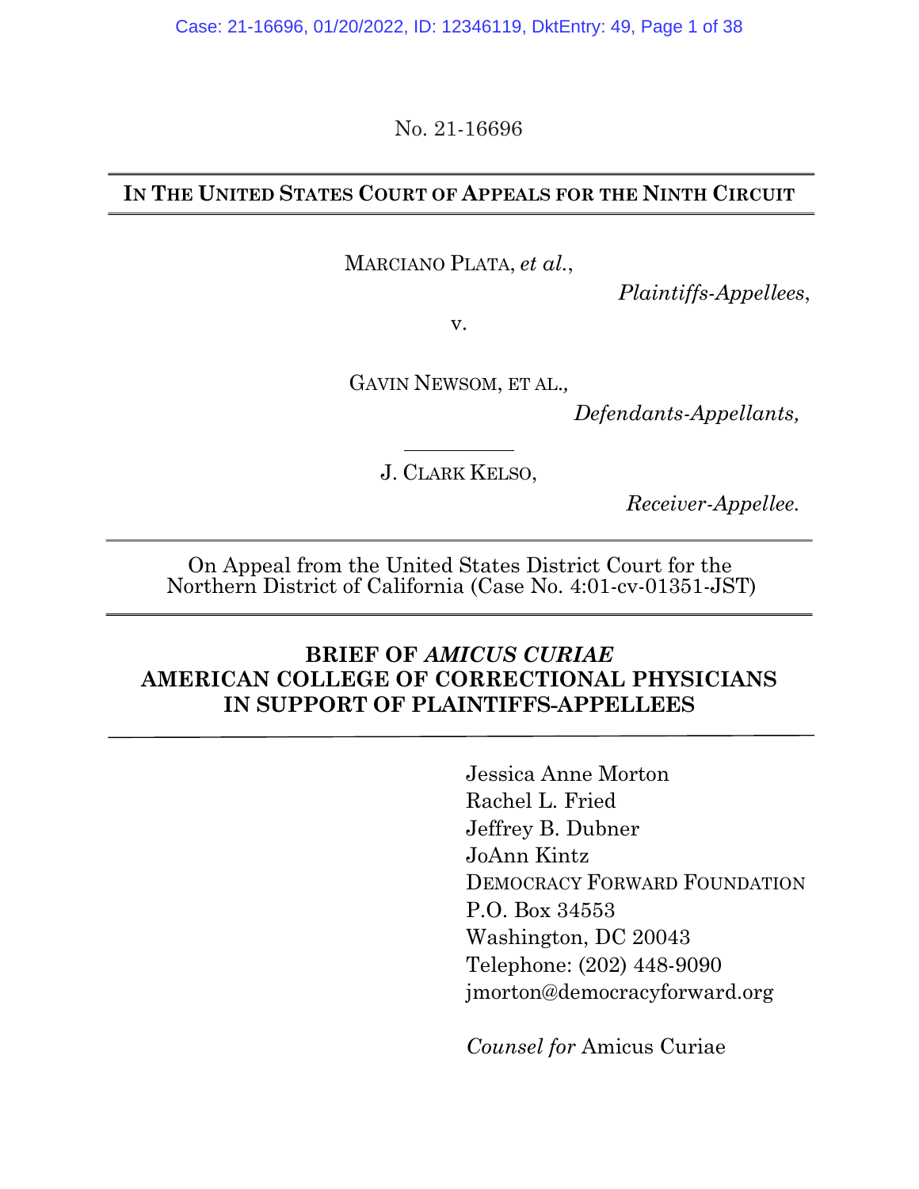No. 21-16696

**IN THE UNITED STATES COURT OF APPEALS FOR THE NINTH CIRCUIT**

MARCIANO PLATA, *et al.*,

*Plaintiffs-Appellees*,

v.

GAVIN NEWSOM, ET AL.,

*Defendants-Appellants,*

J. CLARK KELSO,

*Receiver-Appellee.*

On Appeal from the United States District Court for the Northern District of California (Case No. 4:01-cv-01351-JST)

**BRIEF OF *AMICUS CURIAE* AMERICAN COLLEGE OF CORRECTIONAL PHYSICIANS IN SUPPORT OF PLAINTIFFS-APPELLEES**

Jessica Anne Morton
Rachel L. Fried
Jeffrey B. Dubner
JoAnn Kintz
DEMOCRACY FORWARD FOUNDATION
P.O. Box 34553
Washington, DC 20043
Telephone: (202) 448-9090
jmorton@democracyforward.org

*Counsel for* Amicus Curiae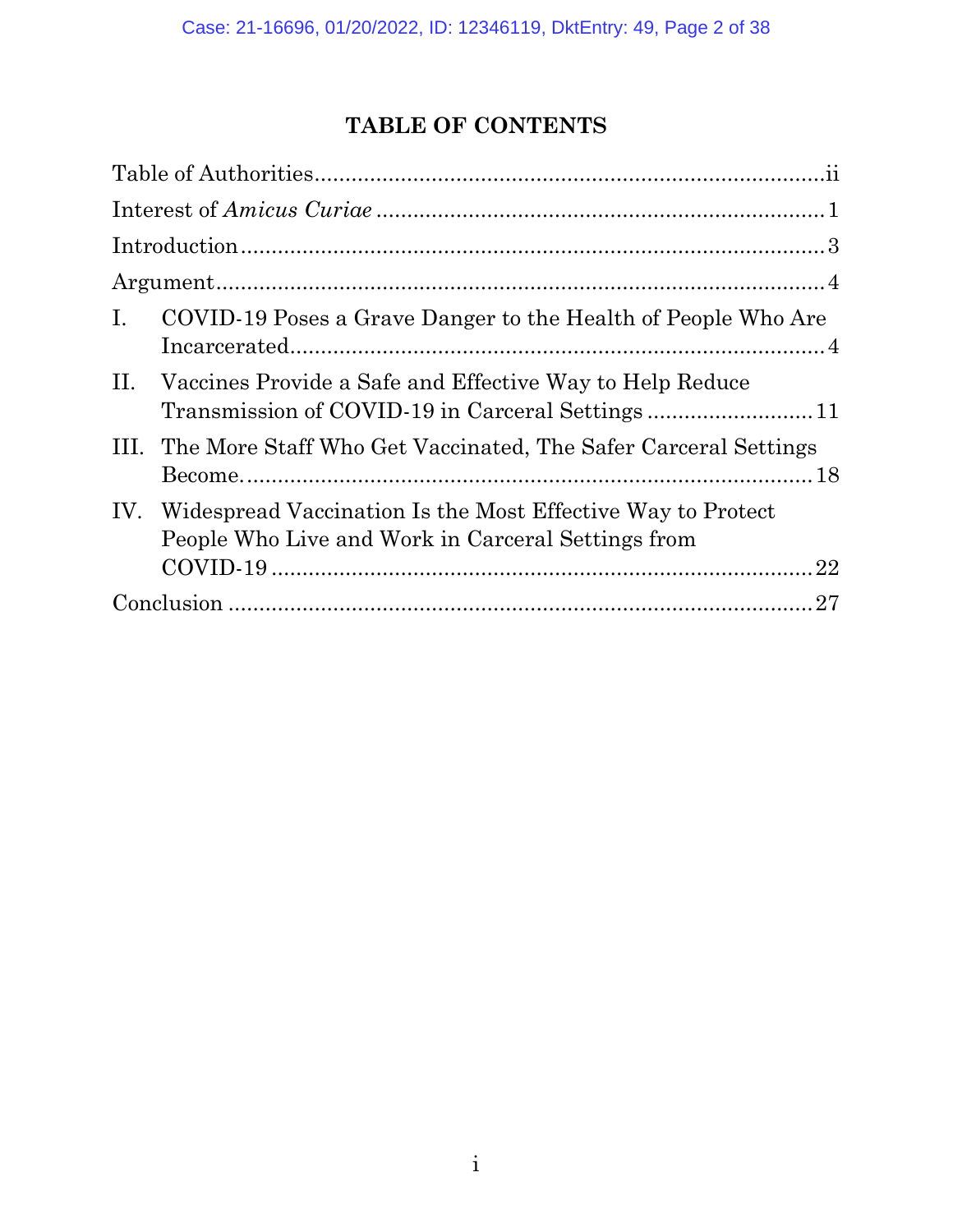# TABLE OF CONTENTS

Table of Authorities .......................................................................... ii

Interest of *Amicus Curiae* ........................................................................ 1

Introduction ........................................................................................... 3

Argument .............................................................................................. 4

I. COVID-19 Poses a Grave Danger to the Health of People Who Are Incarcerated .......................................................................................... 4

II. Vaccines Provide a Safe and Effective Way to Help Reduce Transmission of COVID-19 in Carceral Settings ........................... 11

III. The More Staff Who Get Vaccinated, The Safer Carceral Settings Become. ............................................................................................ 18

IV. Widespread Vaccination Is the Most Effective Way to Protect People Who Live and Work in Carceral Settings from COVID-19 ........................................................................................ 22

Conclusion ........................................................................................... 27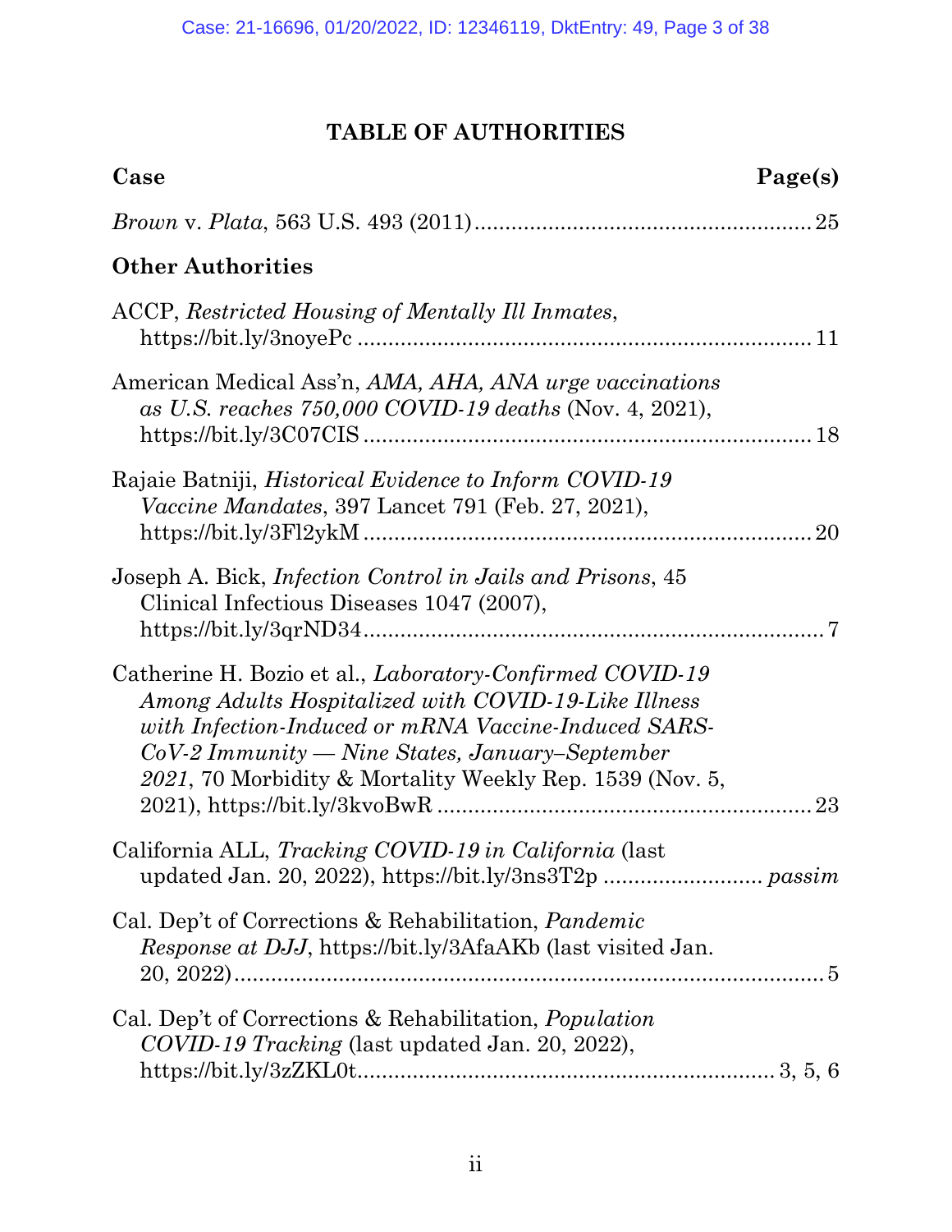# TABLE OF AUTHORITIES

**Case** **Page(s)**

*Brown* v. *Plata*, 563 U.S. 493 (2011) ....................................................... 25

## Other Authorities

ACCP, *Restricted Housing of Mentally Ill Inmates*, https://bit.ly/3noyePc ........................................................................ 11

American Medical Ass'n, *AMA, AHA, ANA urge vaccinations as U.S. reaches 750,000 COVID-19 deaths* (Nov. 4, 2021), https://bit.ly/3C07CIS ...................................................................... 18

Rajaie Batniji, *Historical Evidence to Inform COVID-19 Vaccine Mandates*, 397 Lancet 791 (Feb. 27, 2021), https://bit.ly/3Fl2ykM ...................................................................... 20

Joseph A. Bick, *Infection Control in Jails and Prisons*, 45 Clinical Infectious Diseases 1047 (2007), https://bit.ly/3qrND34 ........................................................................ 7

Catherine H. Bozio et al., *Laboratory-Confirmed COVID-19 Among Adults Hospitalized with COVID-19-Like Illness with Infection-Induced or mRNA Vaccine-Induced SARS-CoV-2 Immunity — Nine States, January–September 2021*, 70 Morbidity & Mortality Weekly Rep. 1539 (Nov. 5, 2021), https://bit.ly/3kvoBwR ............................................................ 23

California ALL, *Tracking COVID-19 in California* (last updated Jan. 20, 2022), https://bit.ly/3ns3T2p .......................... *passim*

Cal. Dep't of Corrections & Rehabilitation, *Pandemic Response at DJJ*, https://bit.ly/3AfaAKb (last visited Jan. 20, 2022) .............................................................................................. 5

Cal. Dep't of Corrections & Rehabilitation, *Population COVID-19 Tracking* (last updated Jan. 20, 2022), https://bit.ly/3zZKL0t.................................................................. 3, 5, 6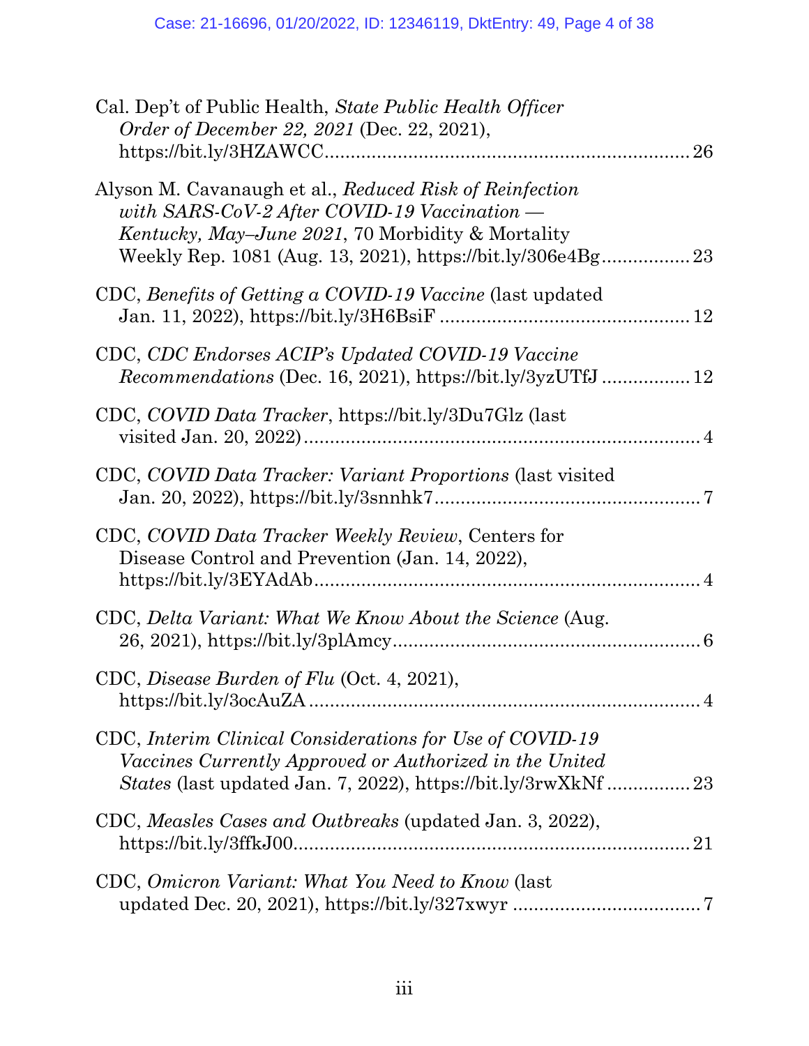Cal. Dep't of Public Health, *State Public Health Officer Order of December 22, 2021* (Dec. 22, 2021), https://bit.ly/3HZAWCC.......................................................................26

Alyson M. Cavanaugh et al., *Reduced Risk of Reinfection with SARS-CoV-2 After COVID-19 Vaccination — Kentucky, May–June 2021*, 70 Morbidity & Mortality Weekly Rep. 1081 (Aug. 13, 2021), https://bit.ly/306e4Bg.................23

CDC, *Benefits of Getting a COVID-19 Vaccine* (last updated Jan. 11, 2022), https://bit.ly/3H6BsiF ................................................12

CDC, *CDC Endorses ACIP's Updated COVID-19 Vaccine Recommendations* (Dec. 16, 2021), https://bit.ly/3yzUTfJ .................12

CDC, *COVID Data Tracker*, https://bit.ly/3Du7Glz (last visited Jan. 20, 2022)...........................................................................4

CDC, *COVID Data Tracker: Variant Proportions* (last visited Jan. 20, 2022), https://bit.ly/3snnhk7..................................................7

CDC, *COVID Data Tracker Weekly Review*, Centers for Disease Control and Prevention (Jan. 14, 2022), https://bit.ly/3EYAdAb..........................................................................4

CDC, *Delta Variant: What We Know About the Science* (Aug. 26, 2021), https://bit.ly/3plAmcy...........................................................6

CDC, *Disease Burden of Flu* (Oct. 4, 2021), https://bit.ly/3ocAuZA ..........................................................................4

CDC, *Interim Clinical Considerations for Use of COVID-19 Vaccines Currently Approved or Authorized in the United States* (last updated Jan. 7, 2022), https://bit.ly/3rwXkNf ................23

CDC, *Measles Cases and Outbreaks* (updated Jan. 3, 2022), https://bit.ly/3ffkJ00...........................................................................21

CDC, *Omicron Variant: What You Need to Know* (last updated Dec. 20, 2021), https://bit.ly/327xwyr ....................................7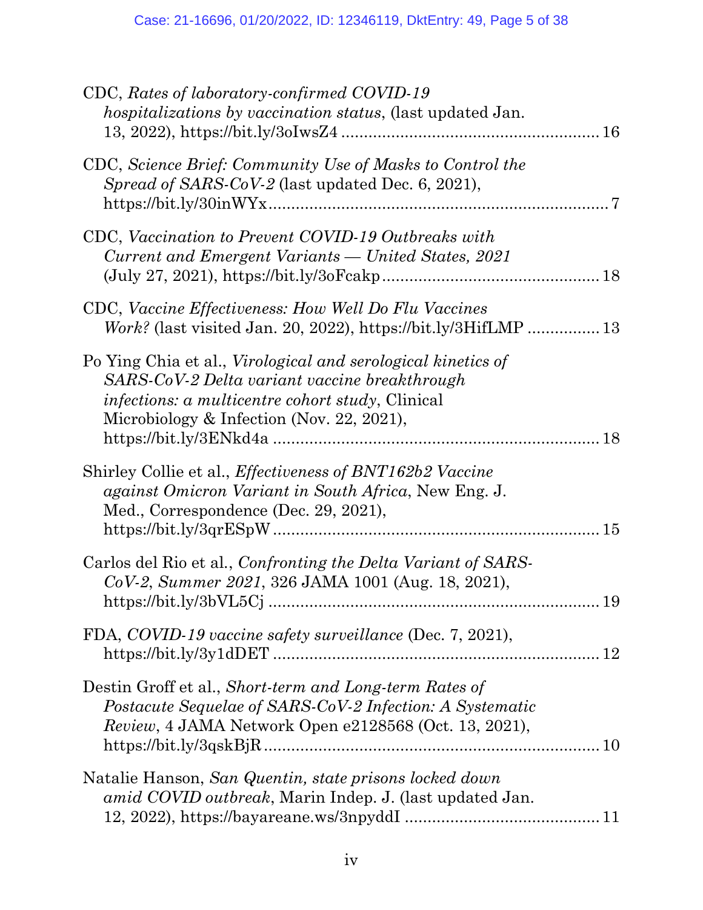CDC, *Rates of laboratory-confirmed COVID-19 hospitalizations by vaccination status*, (last updated Jan. 13, 2022), https://bit.ly/3oIwsZ4 .......................................................... 16

CDC, *Science Brief: Community Use of Masks to Control the Spread of SARS-CoV-2* (last updated Dec. 6, 2021), https://bit.ly/30inWYx .......................................................................... 7

CDC, *Vaccination to Prevent COVID-19 Outbreaks with Current and Emergent Variants — United States, 2021* (July 27, 2021), https://bit.ly/3oFcakp ............................................... 18

CDC, *Vaccine Effectiveness: How Well Do Flu Vaccines Work?* (last visited Jan. 20, 2022), https://bit.ly/3HifLMP ................ 13

Po Ying Chia et al., *Virological and serological kinetics of SARS-CoV-2 Delta variant vaccine breakthrough infections: a multicentre cohort study*, Clinical Microbiology & Infection (Nov. 22, 2021), https://bit.ly/3ENkd4a ........................................................................ 18

Shirley Collie et al., *Effectiveness of BNT162b2 Vaccine against Omicron Variant in South Africa*, New Eng. J. Med., Correspondence (Dec. 29, 2021), https://bit.ly/3qrESpW ...................................................................... 15

Carlos del Rio et al., *Confronting the Delta Variant of SARS-CoV-2, Summer 2021*, 326 JAMA 1001 (Aug. 18, 2021), https://bit.ly/3bVL5Cj ........................................................................ 19

FDA, *COVID-19 vaccine safety surveillance* (Dec. 7, 2021), https://bit.ly/3y1dDET ....................................................................... 12

Destin Groff et al., *Short-term and Long-term Rates of Postacute Sequelae of SARS-CoV-2 Infection: A Systematic Review*, 4 JAMA Network Open e2128568 (Oct. 13, 2021), https://bit.ly/3qskBjR ......................................................................... 10

Natalie Hanson, *San Quentin, state prisons locked down amid COVID outbreak*, Marin Indep. J. (last updated Jan. 12, 2022), https://bayareane.ws/3npyddI .......................................... 11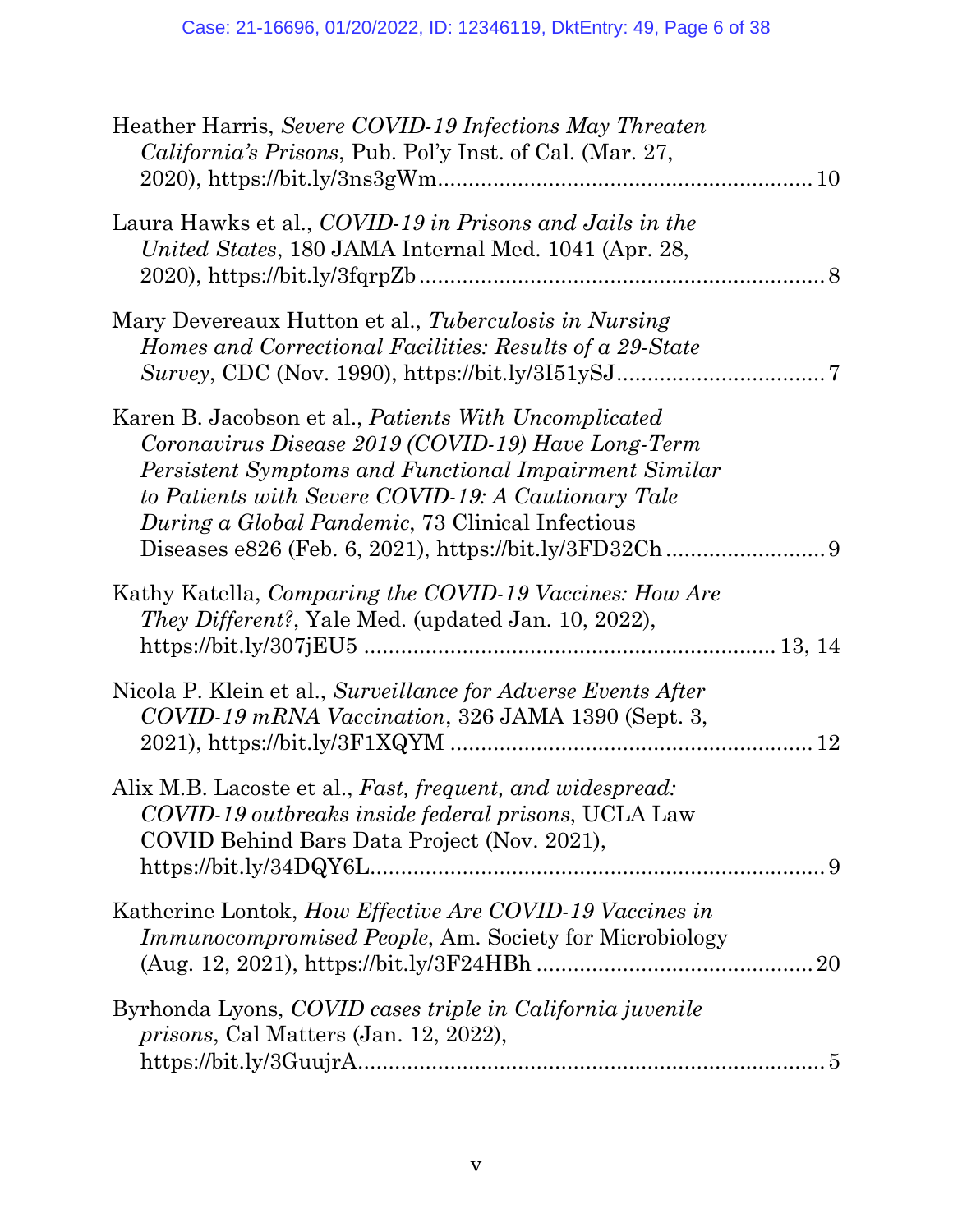Heather Harris, *Severe COVID-19 Infections May Threaten California's Prisons*, Pub. Pol'y Inst. of Cal. (Mar. 27, 2020), https://bit.ly/3ns3gWm............................................................ 10

Laura Hawks et al., *COVID-19 in Prisons and Jails in the United States*, 180 JAMA Internal Med. 1041 (Apr. 28, 2020), https://bit.ly/3fqrpZb ................................................................ 8

Mary Devereaux Hutton et al., *Tuberculosis in Nursing Homes and Correctional Facilities: Results of a 29-State Survey*, CDC (Nov. 1990), https://bit.ly/3I51ySJ................................. 7

Karen B. Jacobson et al., *Patients With Uncomplicated Coronavirus Disease 2019 (COVID-19) Have Long-Term Persistent Symptoms and Functional Impairment Similar to Patients with Severe COVID-19: A Cautionary Tale During a Global Pandemic*, 73 Clinical Infectious Diseases e826 (Feb. 6, 2021), https://bit.ly/3FD32Ch .......................... 9

Kathy Katella, *Comparing the COVID-19 Vaccines: How Are They Different?*, Yale Med. (updated Jan. 10, 2022), https://bit.ly/307jEU5 ................................................................. 13, 14

Nicola P. Klein et al., *Surveillance for Adverse Events After COVID-19 mRNA Vaccination*, 326 JAMA 1390 (Sept. 3, 2021), https://bit.ly/3F1XQYM .......................................................... 12

Alix M.B. Lacoste et al., *Fast, frequent, and widespread: COVID-19 outbreaks inside federal prisons*, UCLA Law COVID Behind Bars Data Project (Nov. 2021), https://bit.ly/34DQY6L.......................................................................... 9

Katherine Lontok, *How Effective Are COVID-19 Vaccines in Immunocompromised People*, Am. Society for Microbiology (Aug. 12, 2021), https://bit.ly/3F24HBh ............................................. 20

Byrhonda Lyons, *COVID cases triple in California juvenile prisons*, Cal Matters (Jan. 12, 2022), https://bit.ly/3GuujrA........................................................................... 5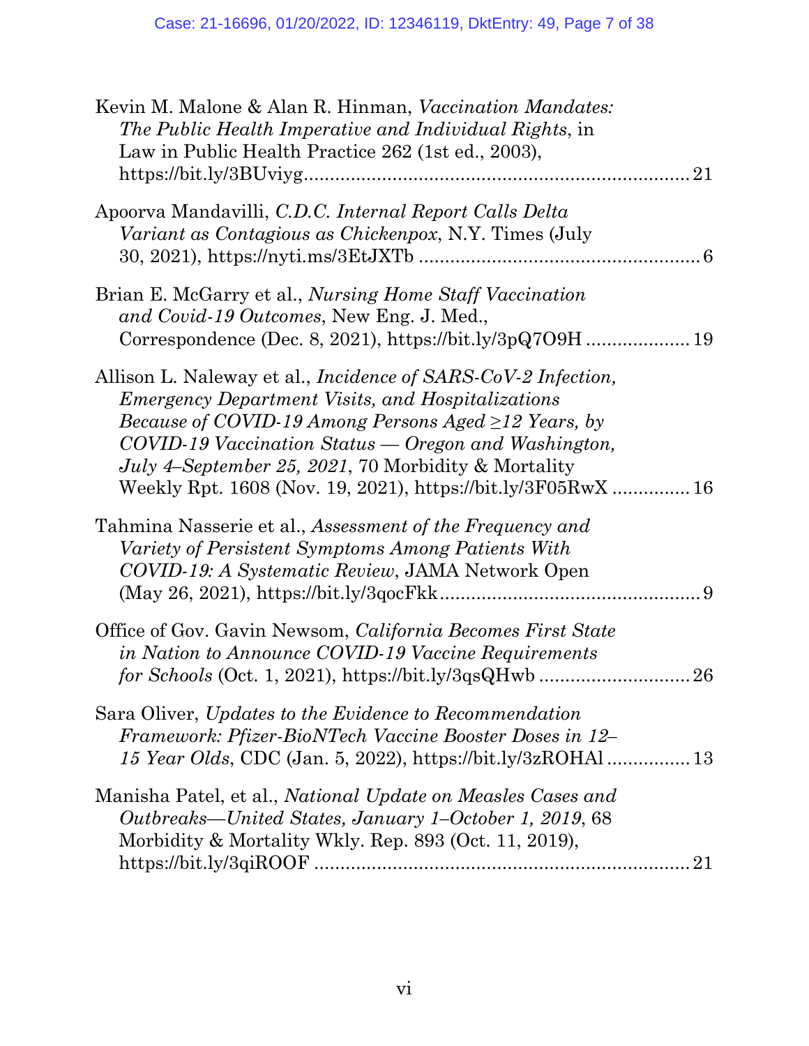Kevin M. Malone & Alan R. Hinman, *Vaccination Mandates: The Public Health Imperative and Individual Rights*, in Law in Public Health Practice 262 (1st ed., 2003), https://bit.ly/3BUviyg ........................................................................ 21

Apoorva Mandavilli, *C.D.C. Internal Report Calls Delta Variant as Contagious as Chickenpox*, N.Y. Times (July 30, 2021), https://nyti.ms/3EtJXTb ..................................................... 6

Brian E. McGarry et al., *Nursing Home Staff Vaccination and Covid-19 Outcomes*, New Eng. J. Med., Correspondence (Dec. 8, 2021), https://bit.ly/3pQ7O9H .................... 19

Allison L. Naleway et al., *Incidence of SARS-CoV-2 Infection, Emergency Department Visits, and Hospitalizations Because of COVID-19 Among Persons Aged ≥12 Years, by COVID-19 Vaccination Status — Oregon and Washington, July 4–September 25, 2021*, 70 Morbidity & Mortality Weekly Rpt. 1608 (Nov. 19, 2021), https://bit.ly/3F05RwX ............... 16

Tahmina Nasserie et al., *Assessment of the Frequency and Variety of Persistent Symptoms Among Patients With COVID-19: A Systematic Review*, JAMA Network Open (May 26, 2021), https://bit.ly/3qocFkk................................................. 9

Office of Gov. Gavin Newsom, *California Becomes First State in Nation to Announce COVID-19 Vaccine Requirements for Schools* (Oct. 1, 2021), https://bit.ly/3qsQHwb ............................. 26

Sara Oliver, *Updates to the Evidence to Recommendation Framework: Pfizer-BioNTech Vaccine Booster Doses in 12–15 Year Olds*, CDC (Jan. 5, 2022), https://bit.ly/3zROHAl ................ 13

Manisha Patel, et al., *National Update on Measles Cases and Outbreaks—United States, January 1–October 1, 2019*, 68 Morbidity & Mortality Wkly. Rep. 893 (Oct. 11, 2019), https://bit.ly/3qiROOF ........................................................................ 21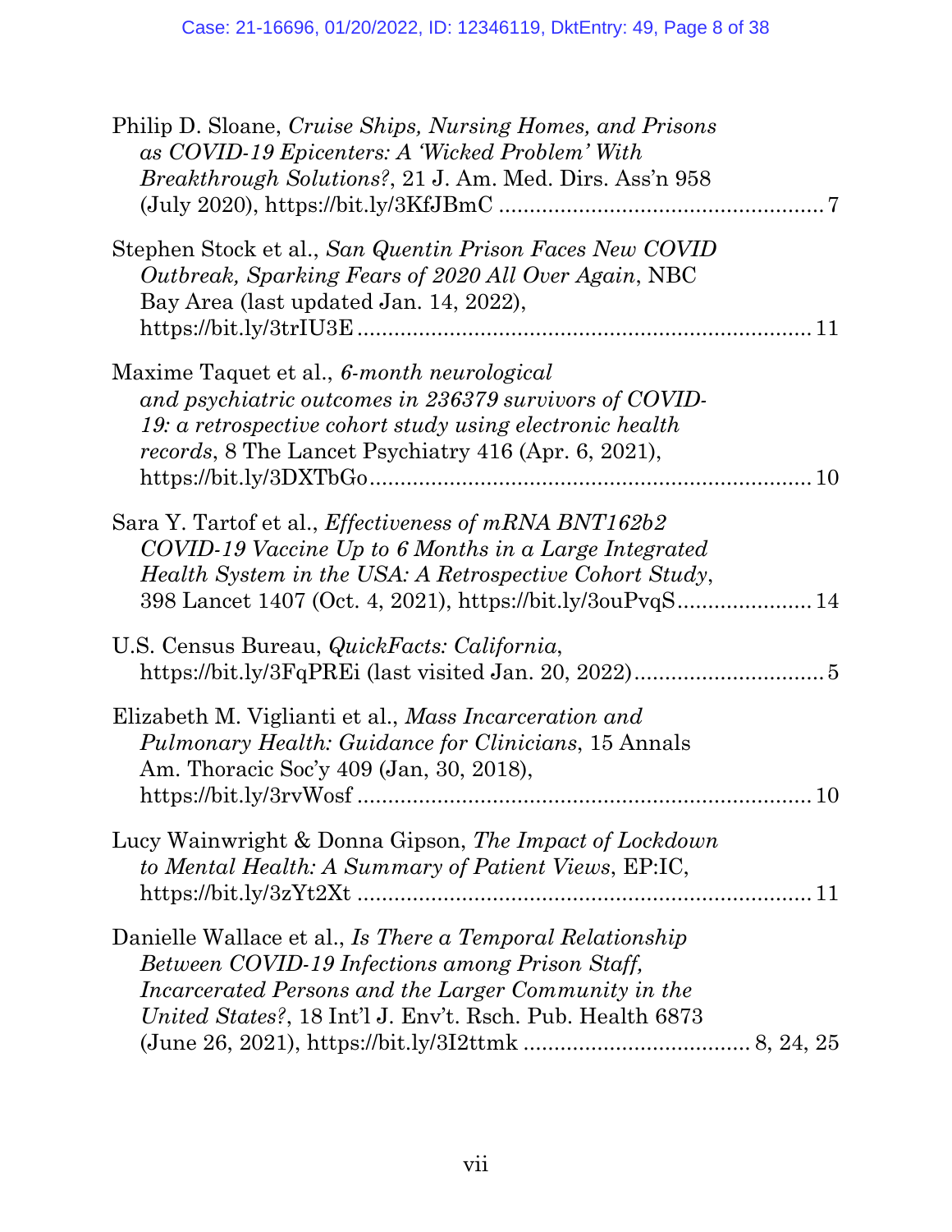Philip D. Sloane, *Cruise Ships, Nursing Homes, and Prisons as COVID-19 Epicenters: A 'Wicked Problem' With Breakthrough Solutions?*, 21 J. Am. Med. Dirs. Ass'n 958 (July 2020), https://bit.ly/3KfJBmC .................................................... 7

Stephen Stock et al., *San Quentin Prison Faces New COVID Outbreak, Sparking Fears of 2020 All Over Again*, NBC Bay Area (last updated Jan. 14, 2022), https://bit.ly/3trIU3E ......................................................................... 11

Maxime Taquet et al., *6-month neurological and psychiatric outcomes in 236379 survivors of COVID-19: a retrospective cohort study using electronic health records*, 8 The Lancet Psychiatry 416 (Apr. 6, 2021), https://bit.ly/3DXTbGo........................................................................ 10

Sara Y. Tartof et al., *Effectiveness of mRNA BNT162b2 COVID-19 Vaccine Up to 6 Months in a Large Integrated Health System in the USA: A Retrospective Cohort Study*, 398 Lancet 1407 (Oct. 4, 2021), https://bit.ly/3ouPvqS..................... 14

U.S. Census Bureau, *QuickFacts: California*, https://bit.ly/3FqPREi (last visited Jan. 20, 2022)............................... 5

Elizabeth M. Viglianti et al., *Mass Incarceration and Pulmonary Health: Guidance for Clinicians*, 15 Annals Am. Thoracic Soc'y 409 (Jan, 30, 2018), https://bit.ly/3rvWosf ......................................................................... 10

Lucy Wainwright & Donna Gipson, *The Impact of Lockdown to Mental Health: A Summary of Patient Views*, EP:IC, https://bit.ly/3zYt2Xt ......................................................................... 11

Danielle Wallace et al., *Is There a Temporal Relationship Between COVID-19 Infections among Prison Staff, Incarcerated Persons and the Larger Community in the United States?*, 18 Int'l J. Env't. Rsch. Pub. Health 6873 (June 26, 2021), https://bit.ly/3I2ttmk .................................... 8, 24, 25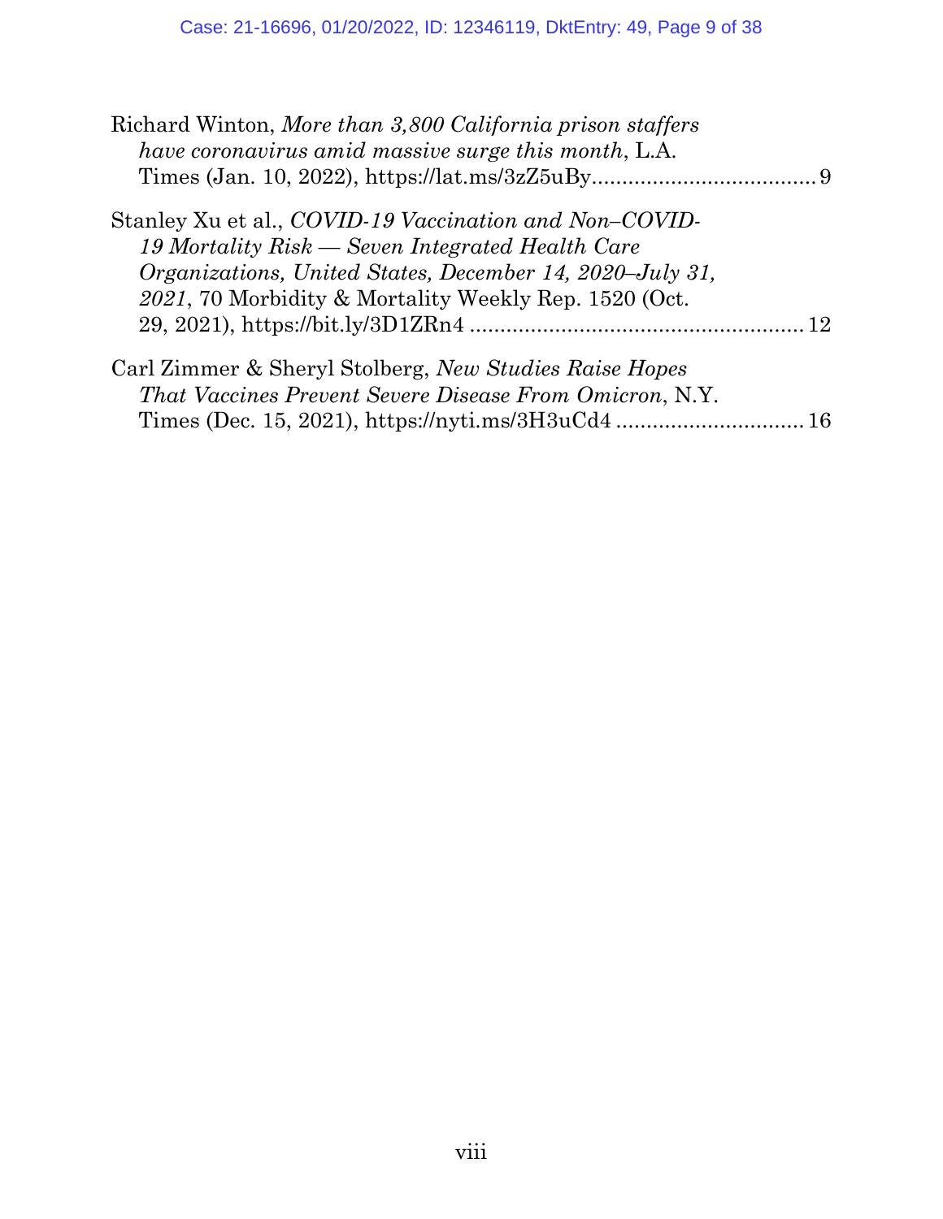Richard Winton, *More than 3,800 California prison staffers have coronavirus amid massive surge this month*, L.A. Times (Jan. 10, 2022), https://lat.ms/3zZ5uBy..................................... 9

Stanley Xu et al., *COVID-19 Vaccination and Non–COVID-19 Mortality Risk — Seven Integrated Health Care Organizations, United States, December 14, 2020–July 31, 2021*, 70 Morbidity & Mortality Weekly Rep. 1520 (Oct. 29, 2021), https://bit.ly/3D1ZRn4 ....................................................... 12

Carl Zimmer & Sheryl Stolberg, *New Studies Raise Hopes That Vaccines Prevent Severe Disease From Omicron*, N.Y. Times (Dec. 15, 2021), https://nyti.ms/3H3uCd4 ............................... 16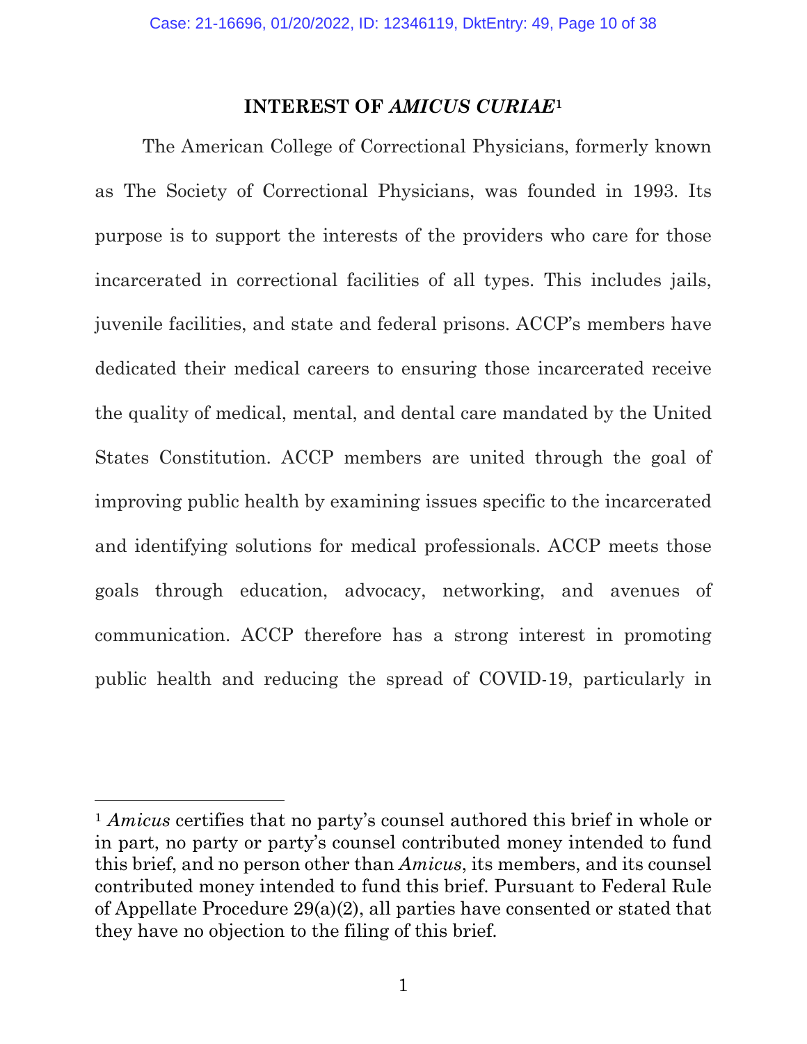## INTEREST OF *AMICUS CURIAE*[1]

The American College of Correctional Physicians, formerly known as The Society of Correctional Physicians, was founded in 1993. Its purpose is to support the interests of the providers who care for those incarcerated in correctional facilities of all types. This includes jails, juvenile facilities, and state and federal prisons. ACCP's members have dedicated their medical careers to ensuring those incarcerated receive the quality of medical, mental, and dental care mandated by the United States Constitution. ACCP members are united through the goal of improving public health by examining issues specific to the incarcerated and identifying solutions for medical professionals. ACCP meets those goals through education, advocacy, networking, and avenues of communication. ACCP therefore has a strong interest in promoting public health and reducing the spread of COVID-19, particularly in

---

[1] *Amicus* certifies that no party's counsel authored this brief in whole or in part, no party or party's counsel contributed money intended to fund this brief, and no person other than *Amicus*, its members, and its counsel contributed money intended to fund this brief. Pursuant to Federal Rule of Appellate Procedure 29(a)(2), all parties have consented or stated that they have no objection to the filing of this brief.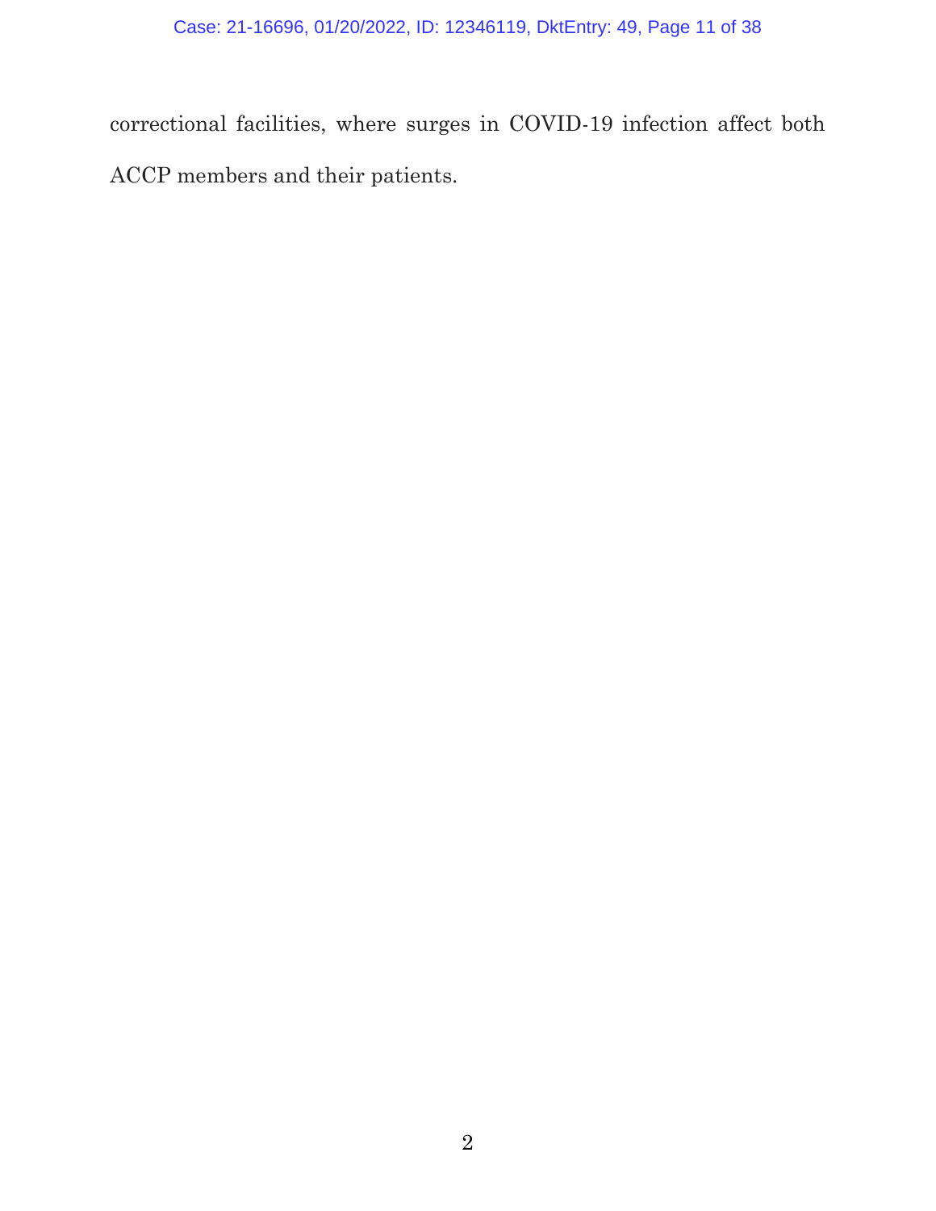correctional facilities, where surges in COVID-19 infection affect both ACCP members and their patients.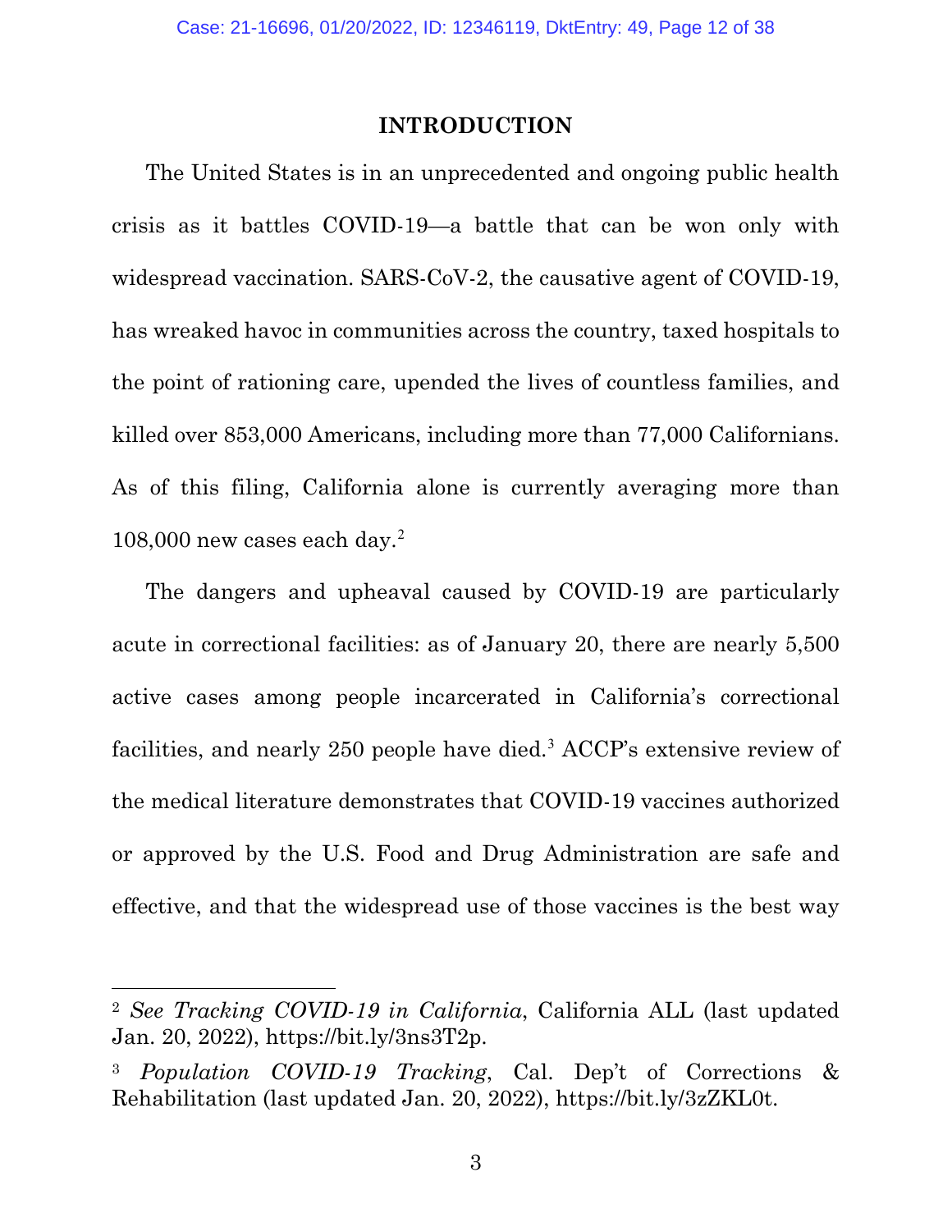## INTRODUCTION

The United States is in an unprecedented and ongoing public health crisis as it battles COVID-19—a battle that can be won only with widespread vaccination. SARS-CoV-2, the causative agent of COVID-19, has wreaked havoc in communities across the country, taxed hospitals to the point of rationing care, upended the lives of countless families, and killed over 853,000 Americans, including more than 77,000 Californians. As of this filing, California alone is currently averaging more than 108,000 new cases each day.[2]

The dangers and upheaval caused by COVID-19 are particularly acute in correctional facilities: as of January 20, there are nearly 5,500 active cases among people incarcerated in California's correctional facilities, and nearly 250 people have died.[3] ACCP's extensive review of the medical literature demonstrates that COVID-19 vaccines authorized or approved by the U.S. Food and Drug Administration are safe and effective, and that the widespread use of those vaccines is the best way

---

[2] *See Tracking COVID-19 in California*, California ALL (last updated Jan. 20, 2022), https://bit.ly/3ns3T2p.

[3] *Population COVID-19 Tracking*, Cal. Dep't of Corrections & Rehabilitation (last updated Jan. 20, 2022), https://bit.ly/3zZKL0t.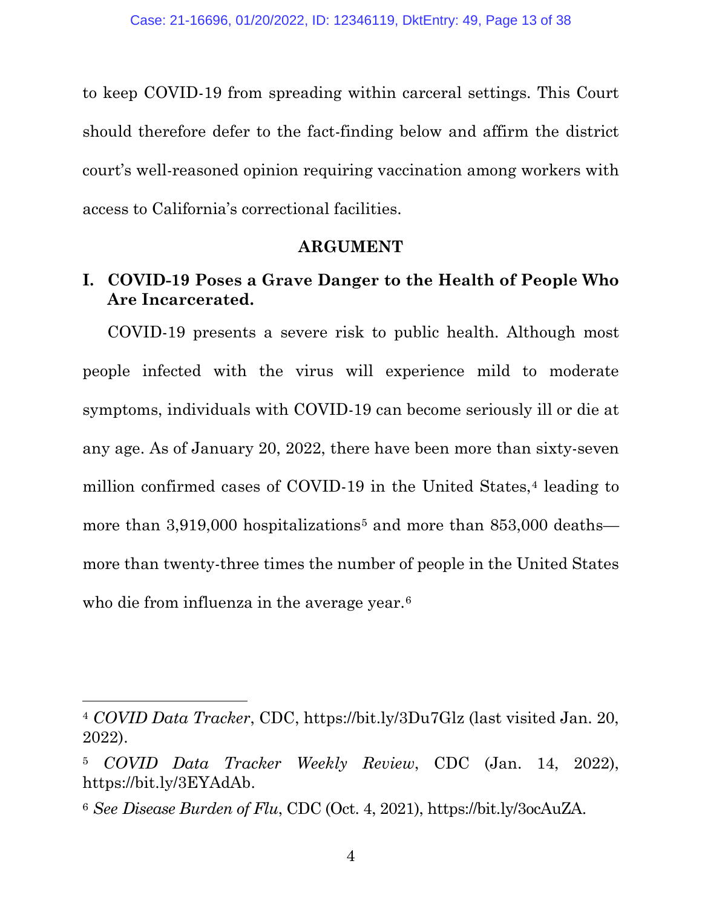to keep COVID-19 from spreading within carceral settings. This Court should therefore defer to the fact-finding below and affirm the district court's well-reasoned opinion requiring vaccination among workers with access to California's correctional facilities.

## ARGUMENT

### I. COVID-19 Poses a Grave Danger to the Health of People Who Are Incarcerated.

COVID-19 presents a severe risk to public health. Although most people infected with the virus will experience mild to moderate symptoms, individuals with COVID-19 can become seriously ill or die at any age. As of January 20, 2022, there have been more than sixty-seven million confirmed cases of COVID-19 in the United States,[4] leading to more than 3,919,000 hospitalizations[5] and more than 853,000 deaths—more than twenty-three times the number of people in the United States who die from influenza in the average year.[6]

---

[4] *COVID Data Tracker*, CDC, https://bit.ly/3Du7Glz (last visited Jan. 20, 2022).

[5] *COVID Data Tracker Weekly Review*, CDC (Jan. 14, 2022), https://bit.ly/3EYAdAb.

[6] *See Disease Burden of Flu*, CDC (Oct. 4, 2021), https://bit.ly/3ocAuZA.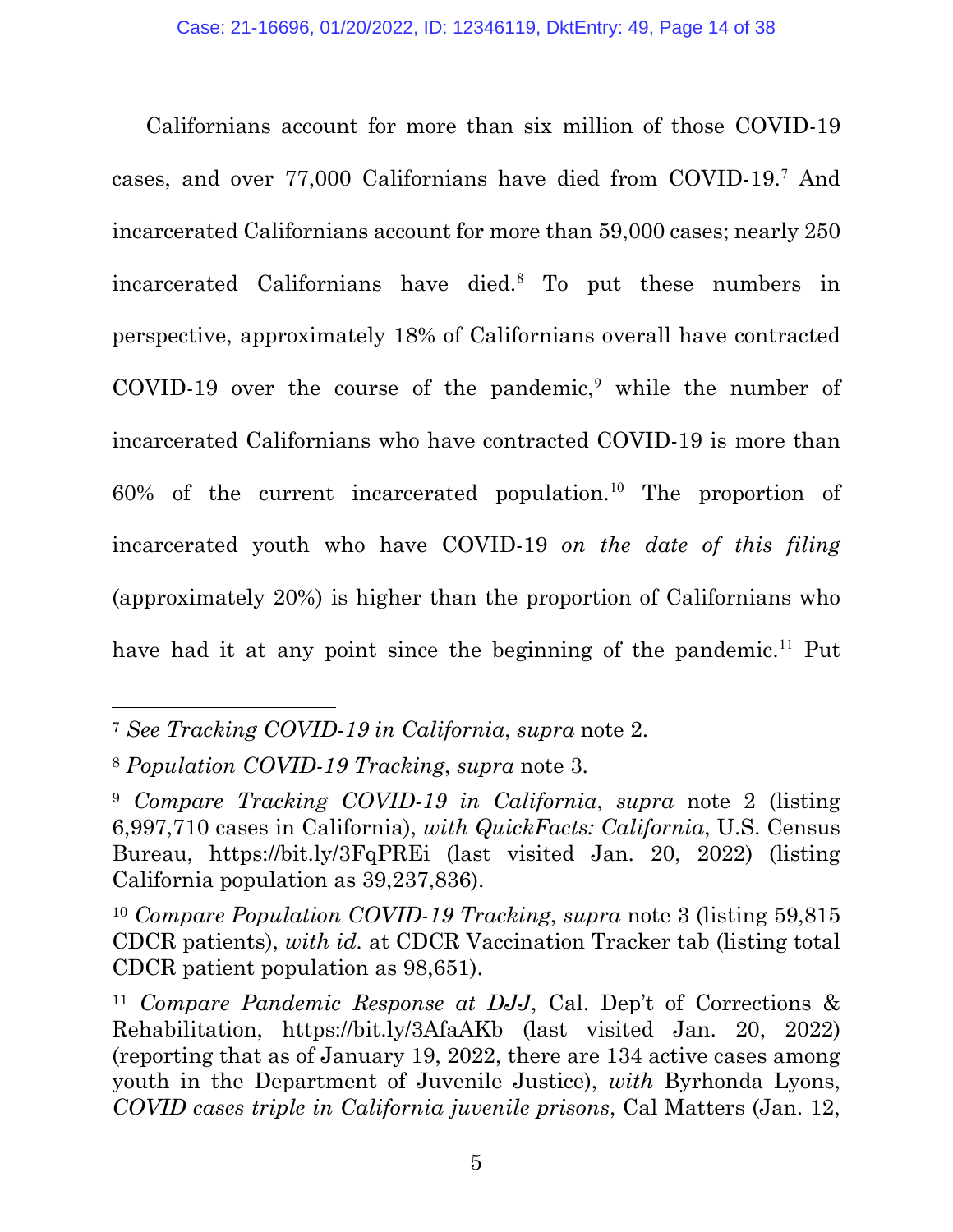Californians account for more than six million of those COVID-19 cases, and over 77,000 Californians have died from COVID-19.[7] And incarcerated Californians account for more than 59,000 cases; nearly 250 incarcerated Californians have died.[8] To put these numbers in perspective, approximately 18% of Californians overall have contracted COVID-19 over the course of the pandemic,[9] while the number of incarcerated Californians who have contracted COVID-19 is more than 60% of the current incarcerated population.[10] The proportion of incarcerated youth who have COVID-19 *on the date of this filing* (approximately 20%) is higher than the proportion of Californians who have had it at any point since the beginning of the pandemic.[11] Put

---

[7] *See Tracking COVID-19 in California*, *supra* note 2.

[8] *Population COVID-19 Tracking*, *supra* note 3.

[9] *Compare Tracking COVID-19 in California*, *supra* note 2 (listing 6,997,710 cases in California), *with QuickFacts: California*, U.S. Census Bureau, https://bit.ly/3FqPREi (last visited Jan. 20, 2022) (listing California population as 39,237,836).

[10] *Compare Population COVID-19 Tracking*, *supra* note 3 (listing 59,815 CDCR patients), *with id.* at CDCR Vaccination Tracker tab (listing total CDCR patient population as 98,651).

[11] *Compare Pandemic Response at DJJ*, Cal. Dep't of Corrections & Rehabilitation, https://bit.ly/3AfaAKb (last visited Jan. 20, 2022) (reporting that as of January 19, 2022, there are 134 active cases among youth in the Department of Juvenile Justice), *with* Byrhonda Lyons, *COVID cases triple in California juvenile prisons*, Cal Matters (Jan. 12,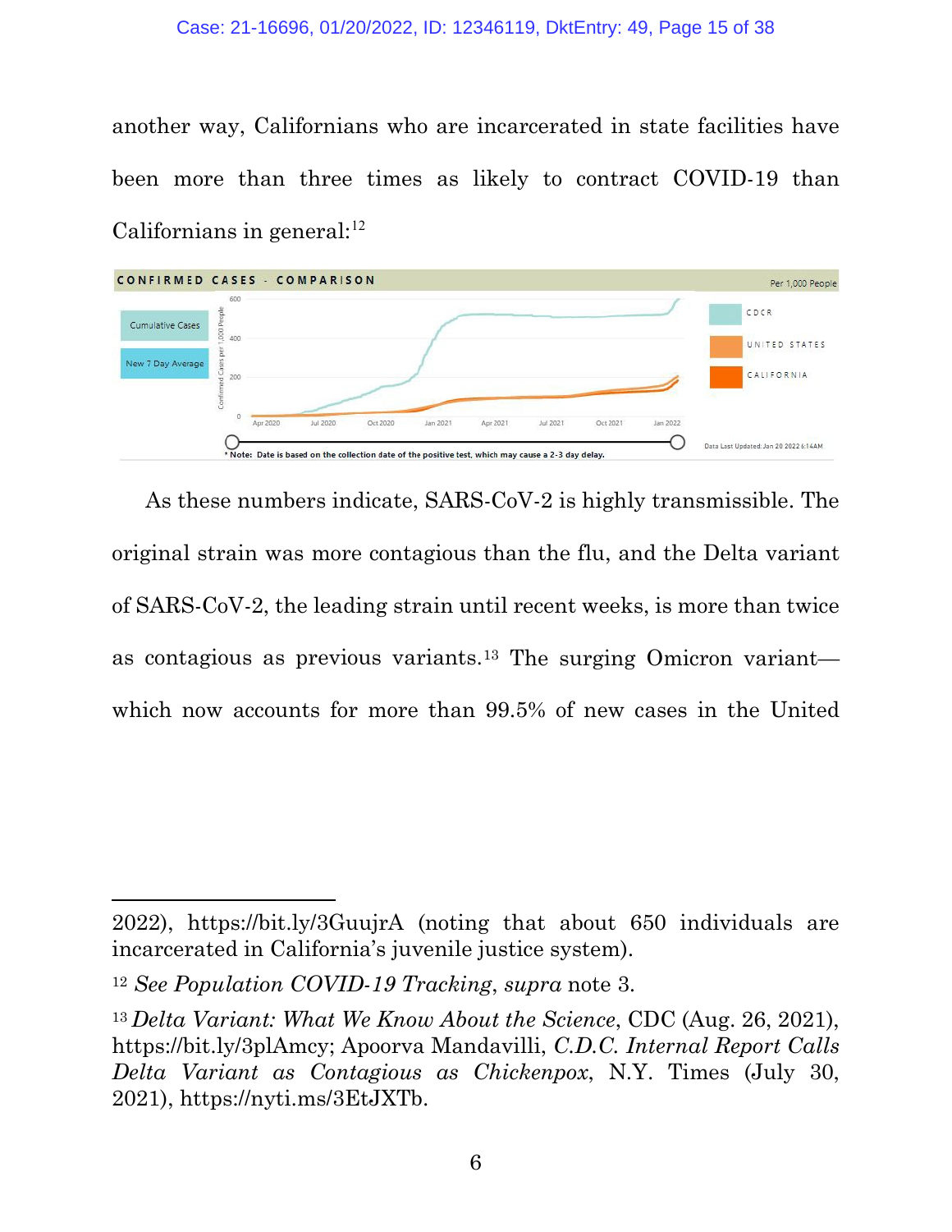another way, Californians who are incarcerated in state facilities have been more than three times as likely to contract COVID-19 than Californians in general:[12]

As these numbers indicate, SARS-CoV-2 is highly transmissible. The original strain was more contagious than the flu, and the Delta variant of SARS-CoV-2, the leading strain until recent weeks, is more than twice as contagious as previous variants.[13] The surging Omicron variant—which now accounts for more than 99.5% of new cases in the United

---

2022), https://bit.ly/3GuujrA (noting that about 650 individuals are incarcerated in California's juvenile justice system).

[12] *See Population COVID-19 Tracking*, *supra* note 3.

[13] *Delta Variant: What We Know About the Science*, CDC (Aug. 26, 2021), https://bit.ly/3plAmcy; Apoorva Mandavilli, *C.D.C. Internal Report Calls Delta Variant as Contagious as Chickenpox*, N.Y. Times (July 30, 2021), https://nyti.ms/3EtJXTb.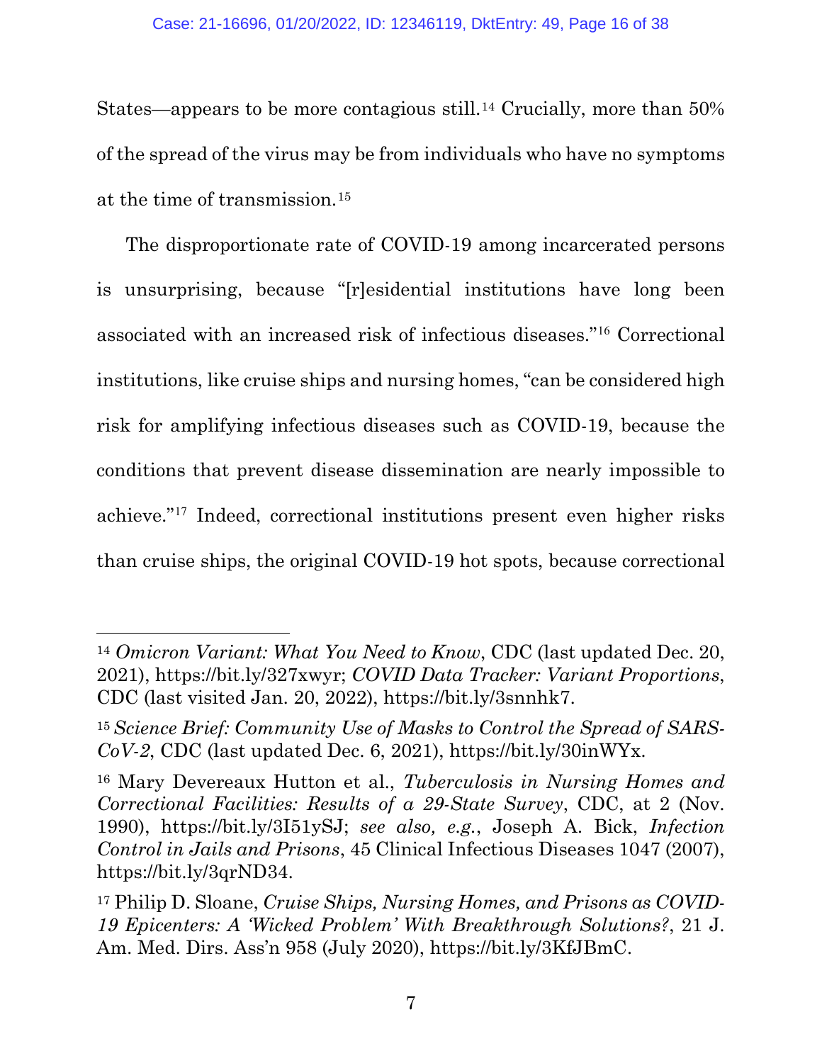States—appears to be more contagious still.[14] Crucially, more than 50% of the spread of the virus may be from individuals who have no symptoms at the time of transmission.[15]

The disproportionate rate of COVID-19 among incarcerated persons is unsurprising, because "[r]esidential institutions have long been associated with an increased risk of infectious diseases."[16] Correctional institutions, like cruise ships and nursing homes, "can be considered high risk for amplifying infectious diseases such as COVID-19, because the conditions that prevent disease dissemination are nearly impossible to achieve."[17] Indeed, correctional institutions present even higher risks than cruise ships, the original COVID-19 hot spots, because correctional

---

[14] *Omicron Variant: What You Need to Know*, CDC (last updated Dec. 20, 2021), https://bit.ly/327xwyr; *COVID Data Tracker: Variant Proportions*, CDC (last visited Jan. 20, 2022), https://bit.ly/3snnhk7.

[15] *Science Brief: Community Use of Masks to Control the Spread of SARS-CoV-2*, CDC (last updated Dec. 6, 2021), https://bit.ly/30inWYx.

[16] Mary Devereaux Hutton et al., *Tuberculosis in Nursing Homes and Correctional Facilities: Results of a 29-State Survey*, CDC, at 2 (Nov. 1990), https://bit.ly/3I51ySJ; *see also, e.g.*, Joseph A. Bick, *Infection Control in Jails and Prisons*, 45 Clinical Infectious Diseases 1047 (2007), https://bit.ly/3qrND34.

[17] Philip D. Sloane, *Cruise Ships, Nursing Homes, and Prisons as COVID-19 Epicenters: A 'Wicked Problem' With Breakthrough Solutions?*, 21 J. Am. Med. Dirs. Ass'n 958 (July 2020), https://bit.ly/3KfJBmC.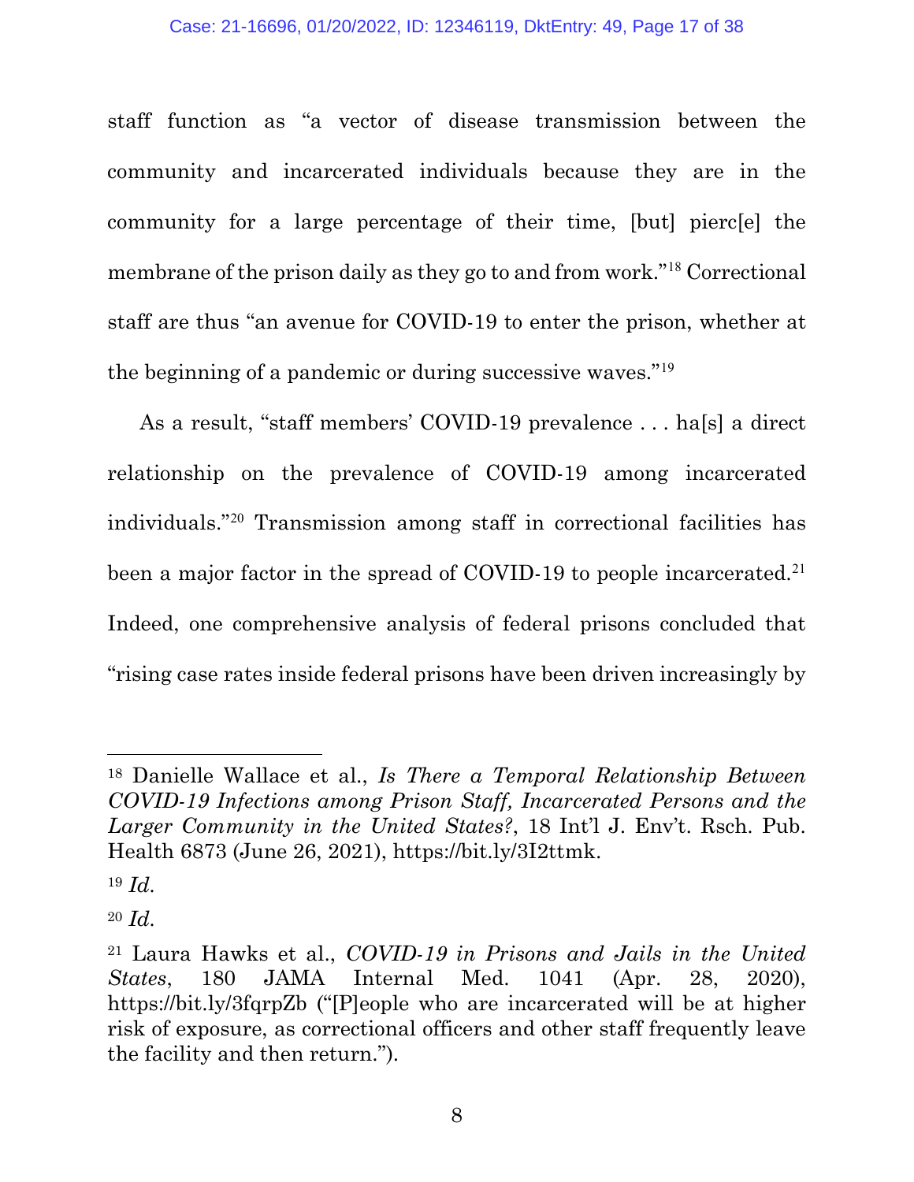staff function as "a vector of disease transmission between the community and incarcerated individuals because they are in the community for a large percentage of their time, [but] pierc[e] the membrane of the prison daily as they go to and from work."[18] Correctional staff are thus "an avenue for COVID-19 to enter the prison, whether at the beginning of a pandemic or during successive waves."[19]

As a result, "staff members' COVID-19 prevalence . . . ha[s] a direct relationship on the prevalence of COVID-19 among incarcerated individuals."[20] Transmission among staff in correctional facilities has been a major factor in the spread of COVID-19 to people incarcerated.[21] Indeed, one comprehensive analysis of federal prisons concluded that "rising case rates inside federal prisons have been driven increasingly by

---

[18] Danielle Wallace et al., *Is There a Temporal Relationship Between COVID-19 Infections among Prison Staff, Incarcerated Persons and the Larger Community in the United States?*, 18 Int'l J. Env't. Rsch. Pub. Health 6873 (June 26, 2021), https://bit.ly/3I2ttmk.

[19] *Id.*

[20] *Id.*

[21] Laura Hawks et al., *COVID-19 in Prisons and Jails in the United States*, 180 JAMA Internal Med. 1041 (Apr. 28, 2020), https://bit.ly/3fqrpZb ("[P]eople who are incarcerated will be at higher risk of exposure, as correctional officers and other staff frequently leave the facility and then return.").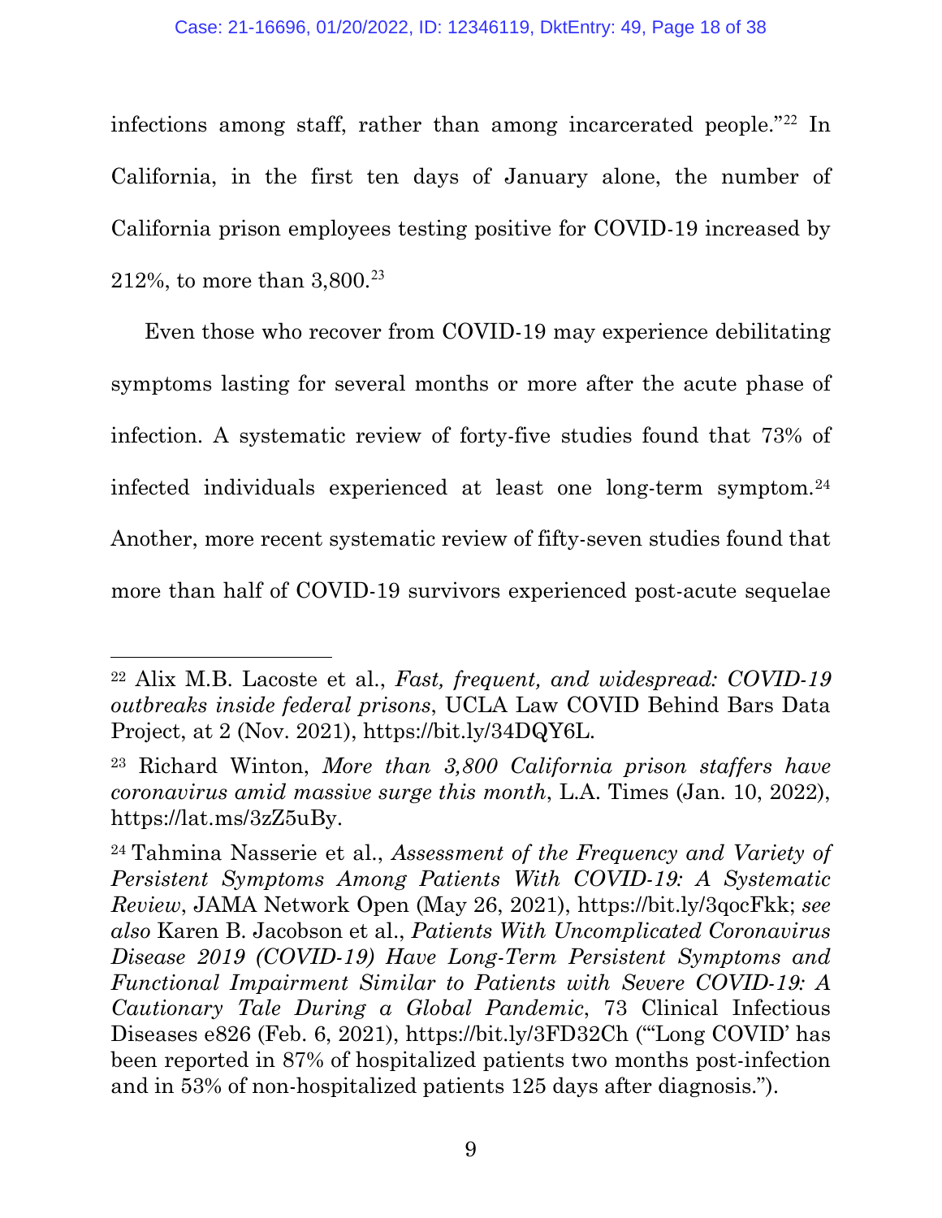infections among staff, rather than among incarcerated people."[22] In California, in the first ten days of January alone, the number of California prison employees testing positive for COVID-19 increased by 212%, to more than 3,800.[23]

Even those who recover from COVID-19 may experience debilitating symptoms lasting for several months or more after the acute phase of infection. A systematic review of forty-five studies found that 73% of infected individuals experienced at least one long-term symptom.[24] Another, more recent systematic review of fifty-seven studies found that more than half of COVID-19 survivors experienced post-acute sequelae

---

[22] Alix M.B. Lacoste et al., *Fast, frequent, and widespread: COVID-19 outbreaks inside federal prisons*, UCLA Law COVID Behind Bars Data Project, at 2 (Nov. 2021), https://bit.ly/34DQY6L.

[23] Richard Winton, *More than 3,800 California prison staffers have coronavirus amid massive surge this month*, L.A. Times (Jan. 10, 2022), https://lat.ms/3zZ5uBy.

[24] Tahmina Nasserie et al., *Assessment of the Frequency and Variety of Persistent Symptoms Among Patients With COVID-19: A Systematic Review*, JAMA Network Open (May 26, 2021), https://bit.ly/3qocFkk; *see also* Karen B. Jacobson et al., *Patients With Uncomplicated Coronavirus Disease 2019 (COVID-19) Have Long-Term Persistent Symptoms and Functional Impairment Similar to Patients with Severe COVID-19: A Cautionary Tale During a Global Pandemic*, 73 Clinical Infectious Diseases e826 (Feb. 6, 2021), https://bit.ly/3FD32Ch ("'Long COVID' has been reported in 87% of hospitalized patients two months post-infection and in 53% of non-hospitalized patients 125 days after diagnosis.").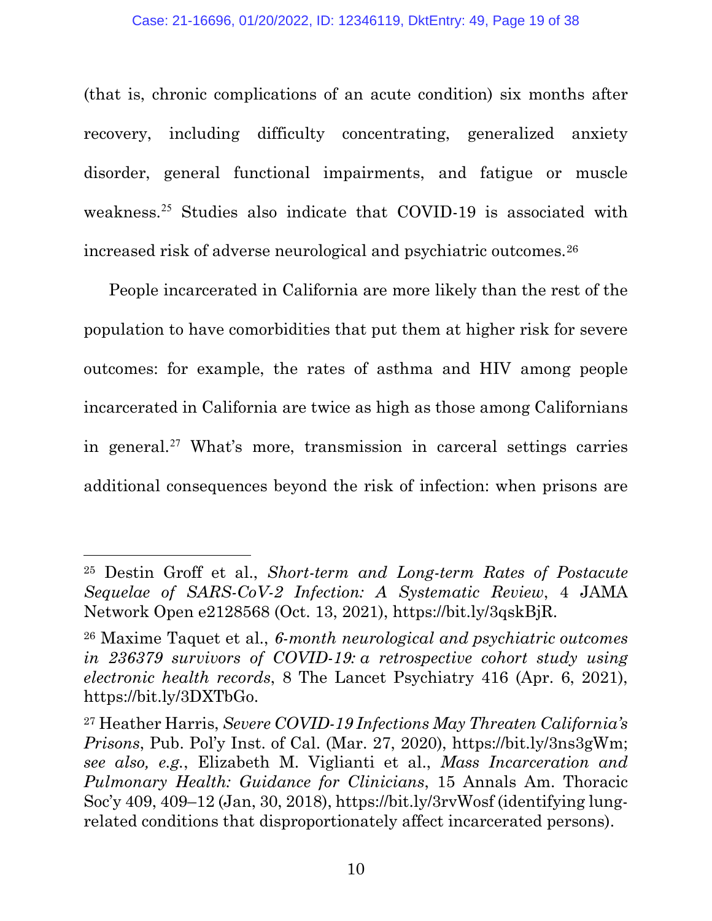(that is, chronic complications of an acute condition) six months after recovery, including difficulty concentrating, generalized anxiety disorder, general functional impairments, and fatigue or muscle weakness.[25] Studies also indicate that COVID-19 is associated with increased risk of adverse neurological and psychiatric outcomes.[26]

People incarcerated in California are more likely than the rest of the population to have comorbidities that put them at higher risk for severe outcomes: for example, the rates of asthma and HIV among people incarcerated in California are twice as high as those among Californians in general.[27] What's more, transmission in carceral settings carries additional consequences beyond the risk of infection: when prisons are

---

[25] Destin Groff et al., *Short-term and Long-term Rates of Postacute Sequelae of SARS-CoV-2 Infection: A Systematic Review*, 4 JAMA Network Open e2128568 (Oct. 13, 2021), https://bit.ly/3qskBjR.

[26] Maxime Taquet et al., *6-month neurological and psychiatric outcomes in 236379 survivors of COVID-19: a retrospective cohort study using electronic health records*, 8 The Lancet Psychiatry 416 (Apr. 6, 2021), https://bit.ly/3DXTbGo.

[27] Heather Harris, *Severe COVID-19 Infections May Threaten California's Prisons*, Pub. Pol'y Inst. of Cal. (Mar. 27, 2020), https://bit.ly/3ns3gWm; *see also, e.g.*, Elizabeth M. Viglianti et al., *Mass Incarceration and Pulmonary Health: Guidance for Clinicians*, 15 Annals Am. Thoracic Soc'y 409, 409–12 (Jan, 30, 2018), https://bit.ly/3rvWosf (identifying lung-related conditions that disproportionately affect incarcerated persons).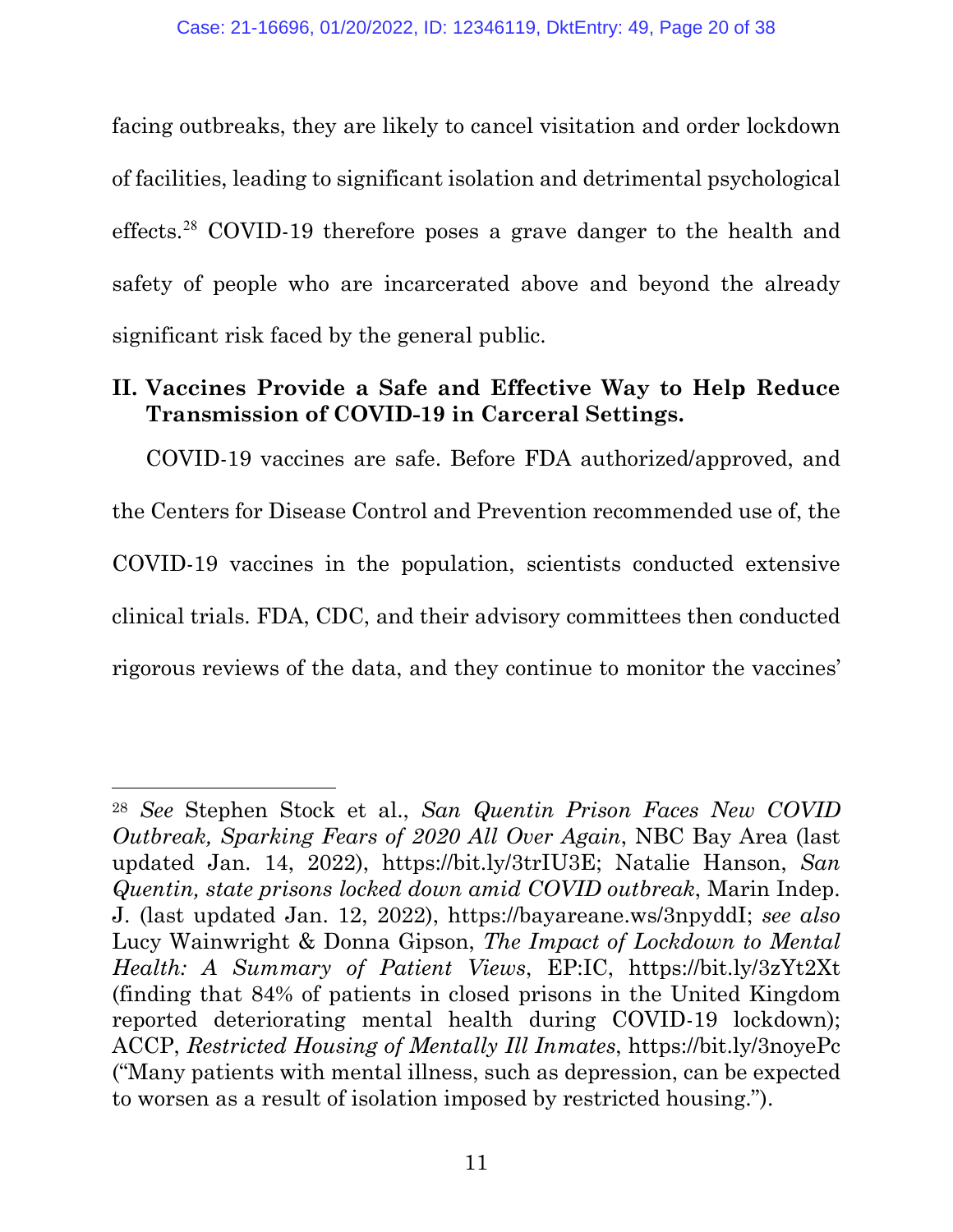facing outbreaks, they are likely to cancel visitation and order lockdown of facilities, leading to significant isolation and detrimental psychological effects.[28] COVID-19 therefore poses a grave danger to the health and safety of people who are incarcerated above and beyond the already significant risk faced by the general public.

## II. Vaccines Provide a Safe and Effective Way to Help Reduce Transmission of COVID-19 in Carceral Settings.

COVID-19 vaccines are safe. Before FDA authorized/approved, and the Centers for Disease Control and Prevention recommended use of, the COVID-19 vaccines in the population, scientists conducted extensive clinical trials. FDA, CDC, and their advisory committees then conducted rigorous reviews of the data, and they continue to monitor the vaccines'

---

[28] *See* Stephen Stock et al., *San Quentin Prison Faces New COVID Outbreak, Sparking Fears of 2020 All Over Again*, NBC Bay Area (last updated Jan. 14, 2022), https://bit.ly/3trIU3E; Natalie Hanson, *San Quentin, state prisons locked down amid COVID outbreak*, Marin Indep. J. (last updated Jan. 12, 2022), https://bayareane.ws/3npyddI; *see also* Lucy Wainwright & Donna Gipson, *The Impact of Lockdown to Mental Health: A Summary of Patient Views*, EP:IC, https://bit.ly/3zYt2Xt (finding that 84% of patients in closed prisons in the United Kingdom reported deteriorating mental health during COVID-19 lockdown); ACCP, *Restricted Housing of Mentally Ill Inmates*, https://bit.ly/3noyePc ("Many patients with mental illness, such as depression, can be expected to worsen as a result of isolation imposed by restricted housing.").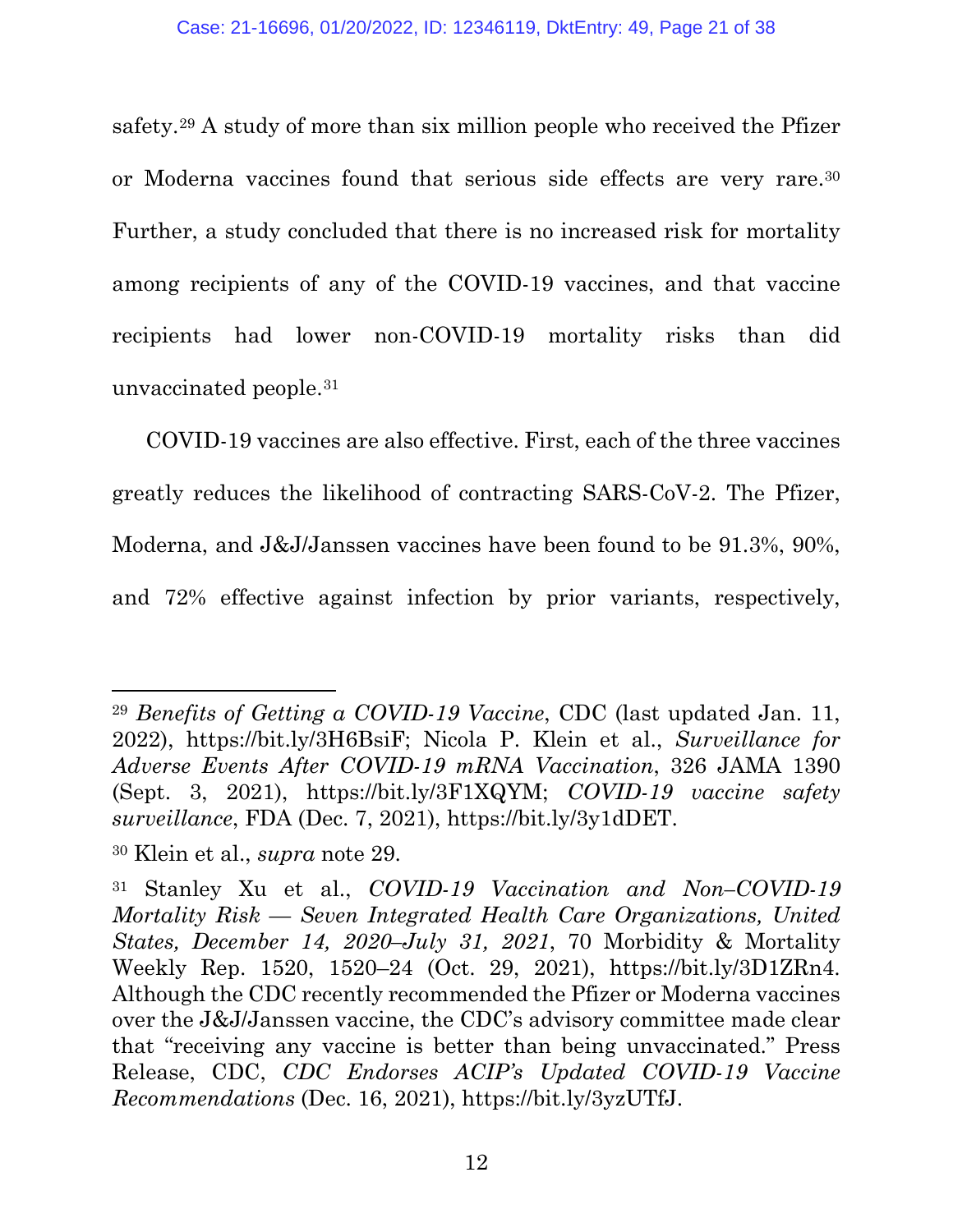safety.[29] A study of more than six million people who received the Pfizer or Moderna vaccines found that serious side effects are very rare.[30] Further, a study concluded that there is no increased risk for mortality among recipients of any of the COVID-19 vaccines, and that vaccine recipients had lower non-COVID-19 mortality risks than did unvaccinated people.[31]

COVID-19 vaccines are also effective. First, each of the three vaccines greatly reduces the likelihood of contracting SARS-CoV-2. The Pfizer, Moderna, and J&J/Janssen vaccines have been found to be 91.3%, 90%, and 72% effective against infection by prior variants, respectively,

---

[29] *Benefits of Getting a COVID-19 Vaccine*, CDC (last updated Jan. 11, 2022), https://bit.ly/3H6BsiF; Nicola P. Klein et al., *Surveillance for Adverse Events After COVID-19 mRNA Vaccination*, 326 JAMA 1390 (Sept. 3, 2021), https://bit.ly/3F1XQYM; *COVID-19 vaccine safety surveillance*, FDA (Dec. 7, 2021), https://bit.ly/3y1dDET.

[30] Klein et al., *supra* note 29.

[31] Stanley Xu et al., *COVID-19 Vaccination and Non–COVID-19 Mortality Risk — Seven Integrated Health Care Organizations, United States, December 14, 2020–July 31, 2021*, 70 Morbidity & Mortality Weekly Rep. 1520, 1520–24 (Oct. 29, 2021), https://bit.ly/3D1ZRn4. Although the CDC recently recommended the Pfizer or Moderna vaccines over the J&J/Janssen vaccine, the CDC's advisory committee made clear that "receiving any vaccine is better than being unvaccinated." Press Release, CDC, *CDC Endorses ACIP's Updated COVID-19 Vaccine Recommendations* (Dec. 16, 2021), https://bit.ly/3yzUTfJ.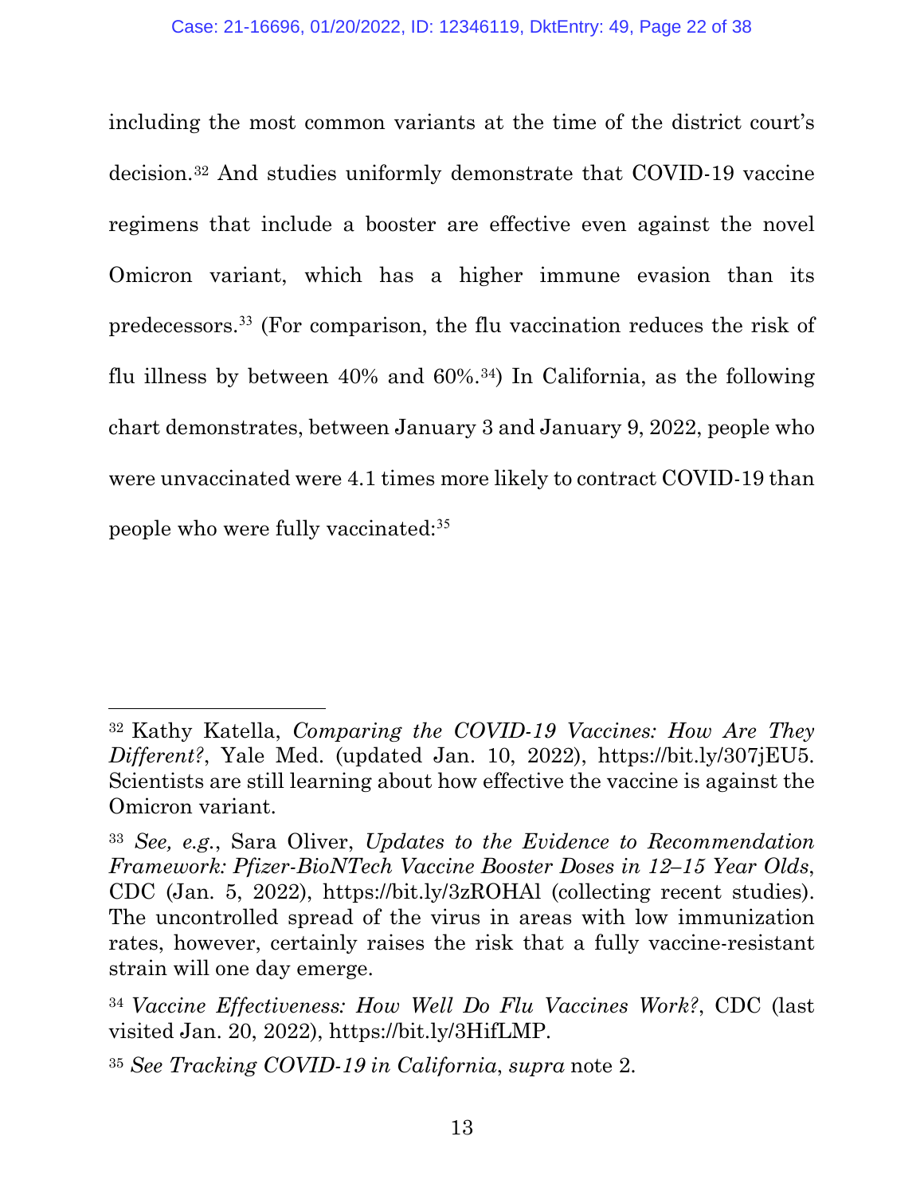including the most common variants at the time of the district court's decision.[32] And studies uniformly demonstrate that COVID-19 vaccine regimens that include a booster are effective even against the novel Omicron variant, which has a higher immune evasion than its predecessors.[33] (For comparison, the flu vaccination reduces the risk of flu illness by between 40% and 60%.[34]) In California, as the following chart demonstrates, between January 3 and January 9, 2022, people who were unvaccinated were 4.1 times more likely to contract COVID-19 than people who were fully vaccinated:[35]

---

[32] Kathy Katella, *Comparing the COVID-19 Vaccines: How Are They Different?*, Yale Med. (updated Jan. 10, 2022), https://bit.ly/307jEU5. Scientists are still learning about how effective the vaccine is against the Omicron variant.

[33] *See, e.g.*, Sara Oliver, *Updates to the Evidence to Recommendation Framework: Pfizer-BioNTech Vaccine Booster Doses in 12–15 Year Olds*, CDC (Jan. 5, 2022), https://bit.ly/3zROHAl (collecting recent studies). The uncontrolled spread of the virus in areas with low immunization rates, however, certainly raises the risk that a fully vaccine-resistant strain will one day emerge.

[34] *Vaccine Effectiveness: How Well Do Flu Vaccines Work?*, CDC (last visited Jan. 20, 2022), https://bit.ly/3HifLMP.

[35] *See Tracking COVID-19 in California*, *supra* note 2.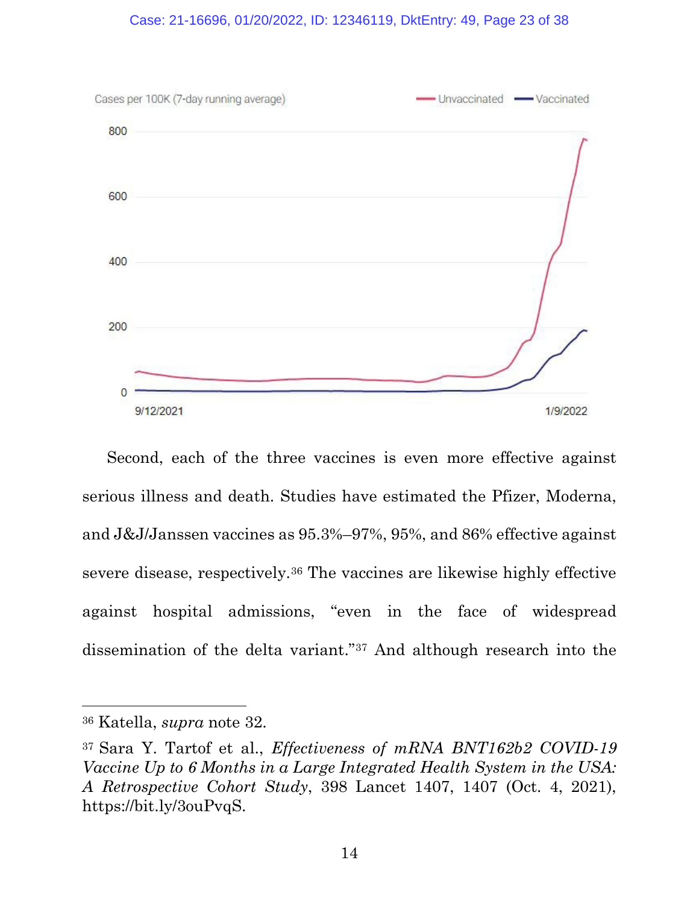Second, each of the three vaccines is even more effective against serious illness and death. Studies have estimated the Pfizer, Moderna, and J&J/Janssen vaccines as 95.3%–97%, 95%, and 86% effective against severe disease, respectively.[36] The vaccines are likewise highly effective against hospital admissions, "even in the face of widespread dissemination of the delta variant."[37] And although research into the

---

[36] Katella, *supra* note 32.

[37] Sara Y. Tartof et al., *Effectiveness of mRNA BNT162b2 COVID-19 Vaccine Up to 6 Months in a Large Integrated Health System in the USA: A Retrospective Cohort Study*, 398 Lancet 1407, 1407 (Oct. 4, 2021), https://bit.ly/3ouPvqS.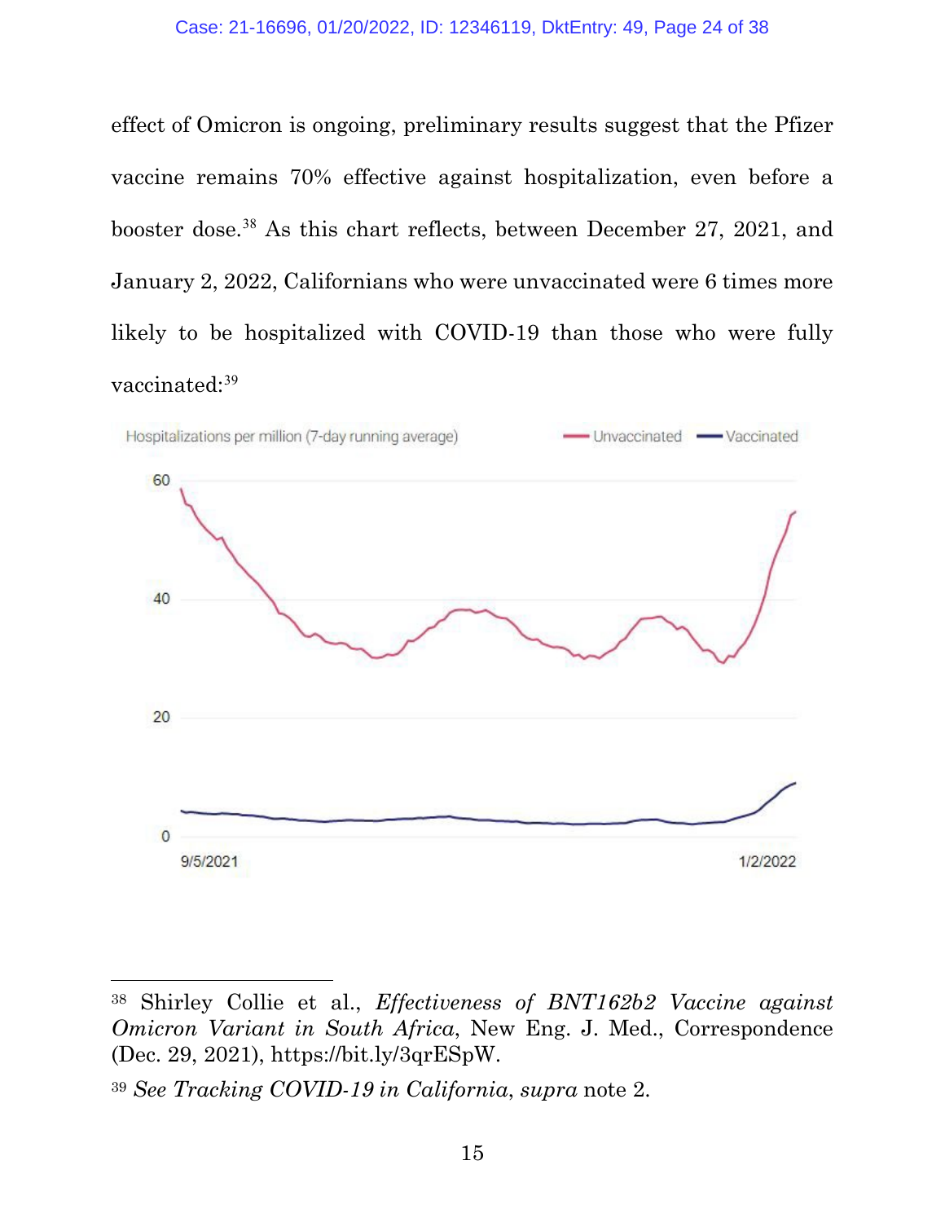effect of Omicron is ongoing, preliminary results suggest that the Pfizer vaccine remains 70% effective against hospitalization, even before a booster dose.[38] As this chart reflects, between December 27, 2021, and January 2, 2022, Californians who were unvaccinated were 6 times more likely to be hospitalized with COVID-19 than those who were fully vaccinated:[39]

Hospitalizations per million (7-day running average) — Unvaccinated — Vaccinated

60
40
20
0
9/5/2021 1/2/2022

---

[38] Shirley Collie et al., *Effectiveness of BNT162b2 Vaccine against Omicron Variant in South Africa*, New Eng. J. Med., Correspondence (Dec. 29, 2021), https://bit.ly/3qrESpW.

[39] *See Tracking COVID-19 in California*, *supra* note 2.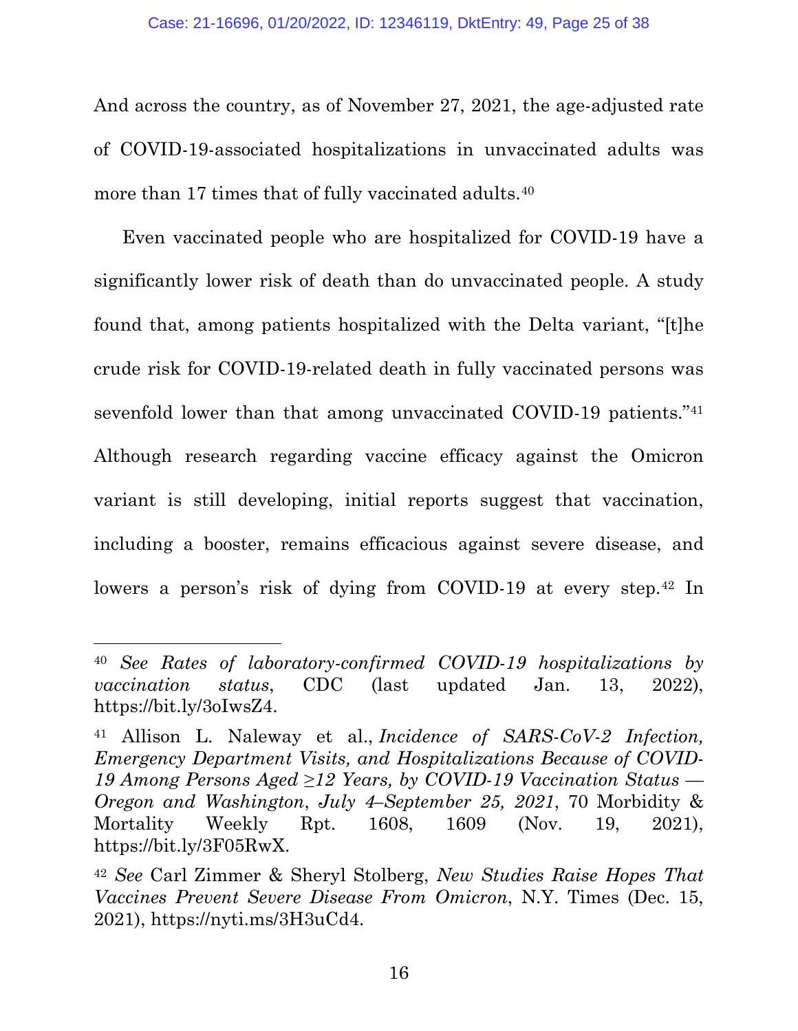And across the country, as of November 27, 2021, the age-adjusted rate of COVID-19-associated hospitalizations in unvaccinated adults was more than 17 times that of fully vaccinated adults.[40]

Even vaccinated people who are hospitalized for COVID-19 have a significantly lower risk of death than do unvaccinated people. A study found that, among patients hospitalized with the Delta variant, "[t]he crude risk for COVID-19-related death in fully vaccinated persons was sevenfold lower than that among unvaccinated COVID-19 patients."[41] Although research regarding vaccine efficacy against the Omicron variant is still developing, initial reports suggest that vaccination, including a booster, remains efficacious against severe disease, and lowers a person's risk of dying from COVID-19 at every step.[42] In

---

[40] *See Rates of laboratory-confirmed COVID-19 hospitalizations by vaccination status*, CDC (last updated Jan. 13, 2022), https://bit.ly/3oIwsZ4.

[41] Allison L. Naleway et al., *Incidence of SARS-CoV-2 Infection, Emergency Department Visits, and Hospitalizations Because of COVID-19 Among Persons Aged ≥12 Years, by COVID-19 Vaccination Status — Oregon and Washington, July 4–September 25, 2021*, 70 Morbidity & Mortality Weekly Rpt. 1608, 1609 (Nov. 19, 2021), https://bit.ly/3F05RwX.

[42] *See* Carl Zimmer & Sheryl Stolberg, *New Studies Raise Hopes That Vaccines Prevent Severe Disease From Omicron*, N.Y. Times (Dec. 15, 2021), https://nyti.ms/3H3uCd4.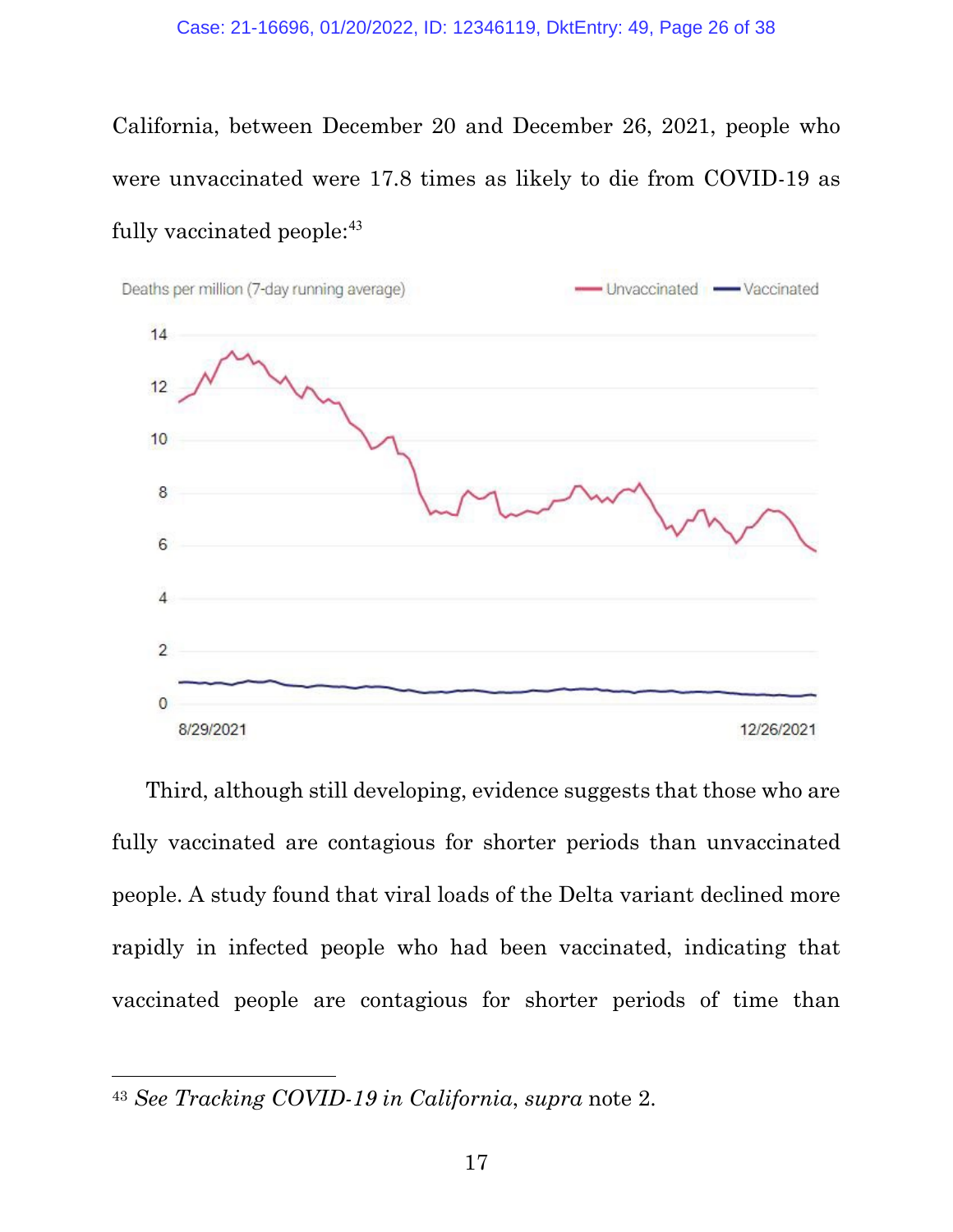California, between December 20 and December 26, 2021, people who were unvaccinated were 17.8 times as likely to die from COVID-19 as fully vaccinated people:[43]

Third, although still developing, evidence suggests that those who are fully vaccinated are contagious for shorter periods than unvaccinated people. A study found that viral loads of the Delta variant declined more rapidly in infected people who had been vaccinated, indicating that vaccinated people are contagious for shorter periods of time than

---

[43] *See Tracking COVID-19 in California*, *supra* note 2.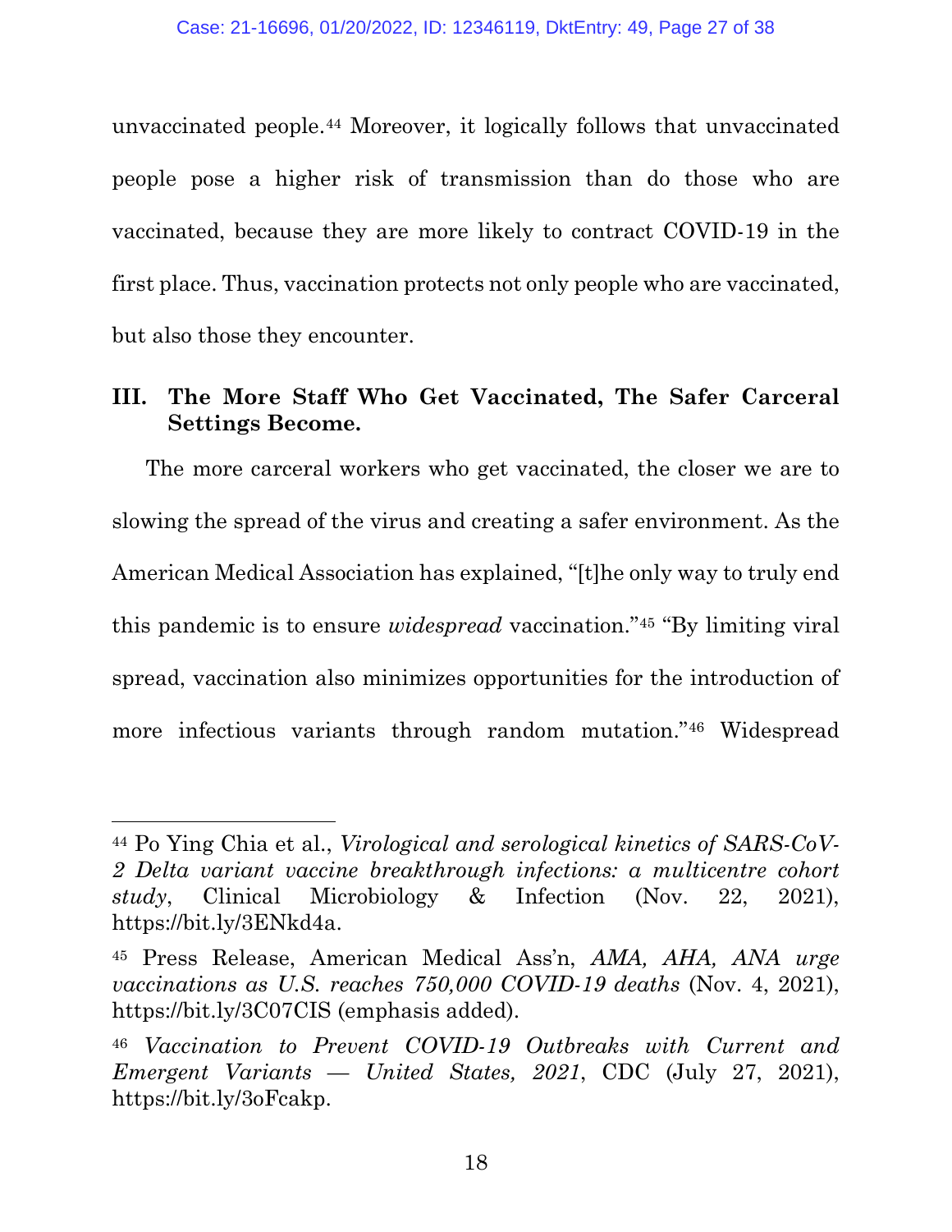unvaccinated people.[44] Moreover, it logically follows that unvaccinated people pose a higher risk of transmission than do those who are vaccinated, because they are more likely to contract COVID-19 in the first place. Thus, vaccination protects not only people who are vaccinated, but also those they encounter.

## III. The More Staff Who Get Vaccinated, The Safer Carceral Settings Become.

The more carceral workers who get vaccinated, the closer we are to slowing the spread of the virus and creating a safer environment. As the American Medical Association has explained, "[t]he only way to truly end this pandemic is to ensure *widespread* vaccination."[45] "By limiting viral spread, vaccination also minimizes opportunities for the introduction of more infectious variants through random mutation."[46] Widespread

---

[44] Po Ying Chia et al., *Virological and serological kinetics of SARS-CoV-2 Delta variant vaccine breakthrough infections: a multicentre cohort study*, Clinical Microbiology & Infection (Nov. 22, 2021), https://bit.ly/3ENkd4a.

[45] Press Release, American Medical Ass'n, *AMA, AHA, ANA urge vaccinations as U.S. reaches 750,000 COVID-19 deaths* (Nov. 4, 2021), https://bit.ly/3C07CIS (emphasis added).

[46] *Vaccination to Prevent COVID-19 Outbreaks with Current and Emergent Variants — United States, 2021*, CDC (July 27, 2021), https://bit.ly/3oFcakp.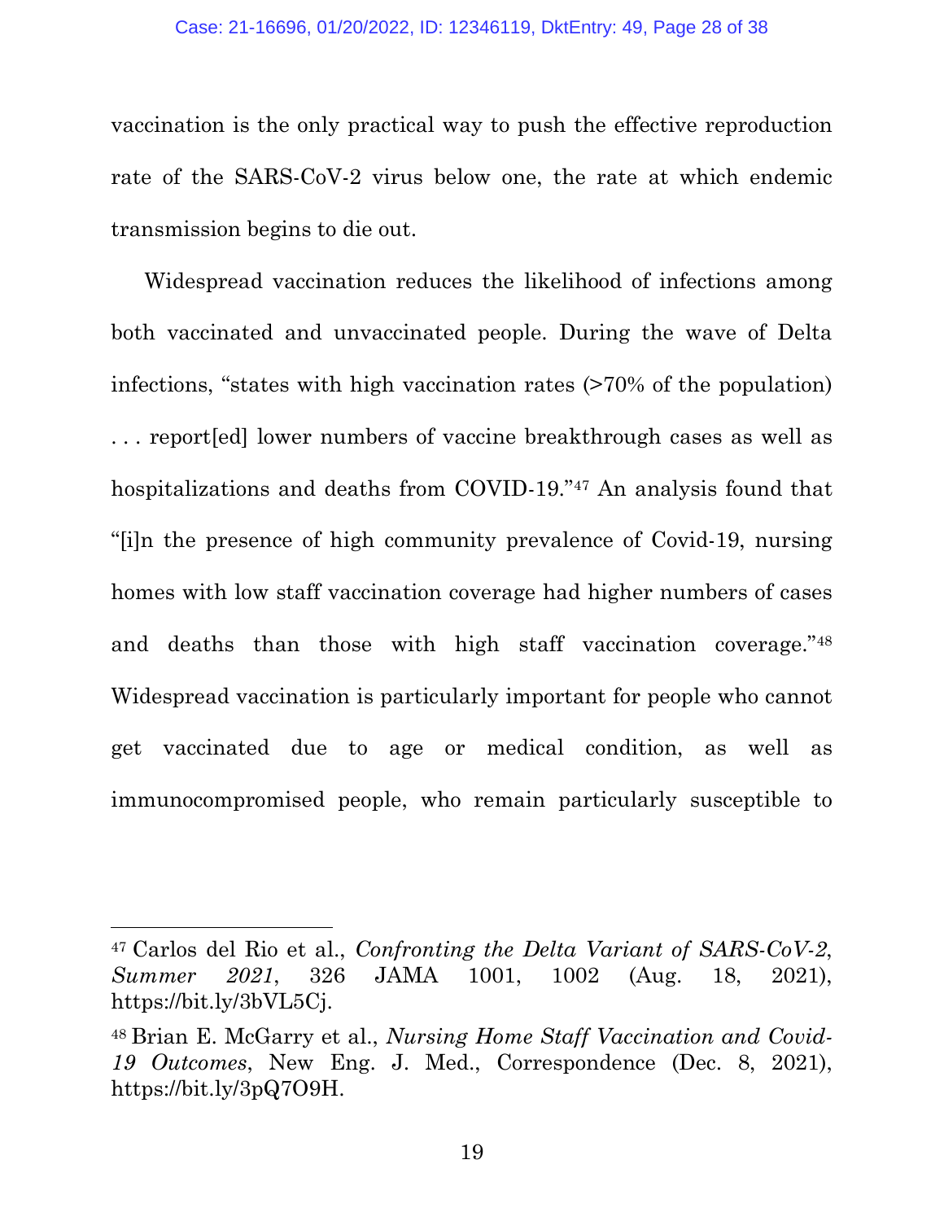vaccination is the only practical way to push the effective reproduction rate of the SARS-CoV-2 virus below one, the rate at which endemic transmission begins to die out.

Widespread vaccination reduces the likelihood of infections among both vaccinated and unvaccinated people. During the wave of Delta infections, "states with high vaccination rates (>70% of the population) . . . report[ed] lower numbers of vaccine breakthrough cases as well as hospitalizations and deaths from COVID-19."[47] An analysis found that "[i]n the presence of high community prevalence of Covid-19, nursing homes with low staff vaccination coverage had higher numbers of cases and deaths than those with high staff vaccination coverage."[48] Widespread vaccination is particularly important for people who cannot get vaccinated due to age or medical condition, as well as immunocompromised people, who remain particularly susceptible to

---

[47] Carlos del Rio et al., *Confronting the Delta Variant of SARS-CoV-2, Summer 2021*, 326 JAMA 1001, 1002 (Aug. 18, 2021), https://bit.ly/3bVL5Cj.

[48] Brian E. McGarry et al., *Nursing Home Staff Vaccination and Covid-19 Outcomes*, New Eng. J. Med., Correspondence (Dec. 8, 2021), https://bit.ly/3pQ7O9H.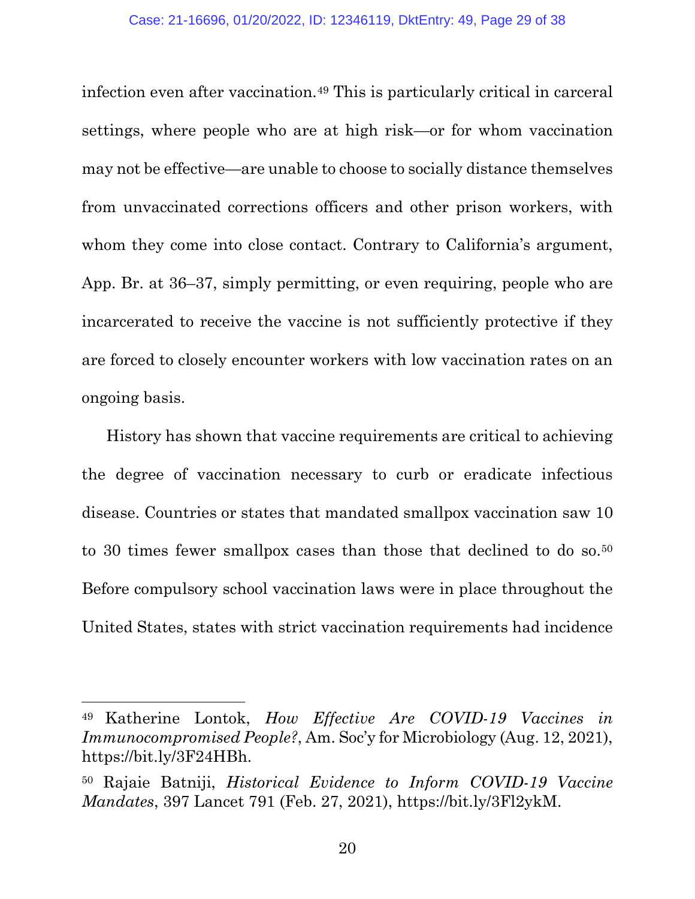infection even after vaccination.[49] This is particularly critical in carceral settings, where people who are at high risk—or for whom vaccination may not be effective—are unable to choose to socially distance themselves from unvaccinated corrections officers and other prison workers, with whom they come into close contact. Contrary to California's argument, App. Br. at 36–37, simply permitting, or even requiring, people who are incarcerated to receive the vaccine is not sufficiently protective if they are forced to closely encounter workers with low vaccination rates on an ongoing basis.

History has shown that vaccine requirements are critical to achieving the degree of vaccination necessary to curb or eradicate infectious disease. Countries or states that mandated smallpox vaccination saw 10 to 30 times fewer smallpox cases than those that declined to do so.[50] Before compulsory school vaccination laws were in place throughout the United States, states with strict vaccination requirements had incidence

---

[49] Katherine Lontok, *How Effective Are COVID-19 Vaccines in Immunocompromised People?*, Am. Soc'y for Microbiology (Aug. 12, 2021), https://bit.ly/3F24HBh.

[50] Rajaie Batniji, *Historical Evidence to Inform COVID-19 Vaccine Mandates*, 397 Lancet 791 (Feb. 27, 2021), https://bit.ly/3Fl2ykM.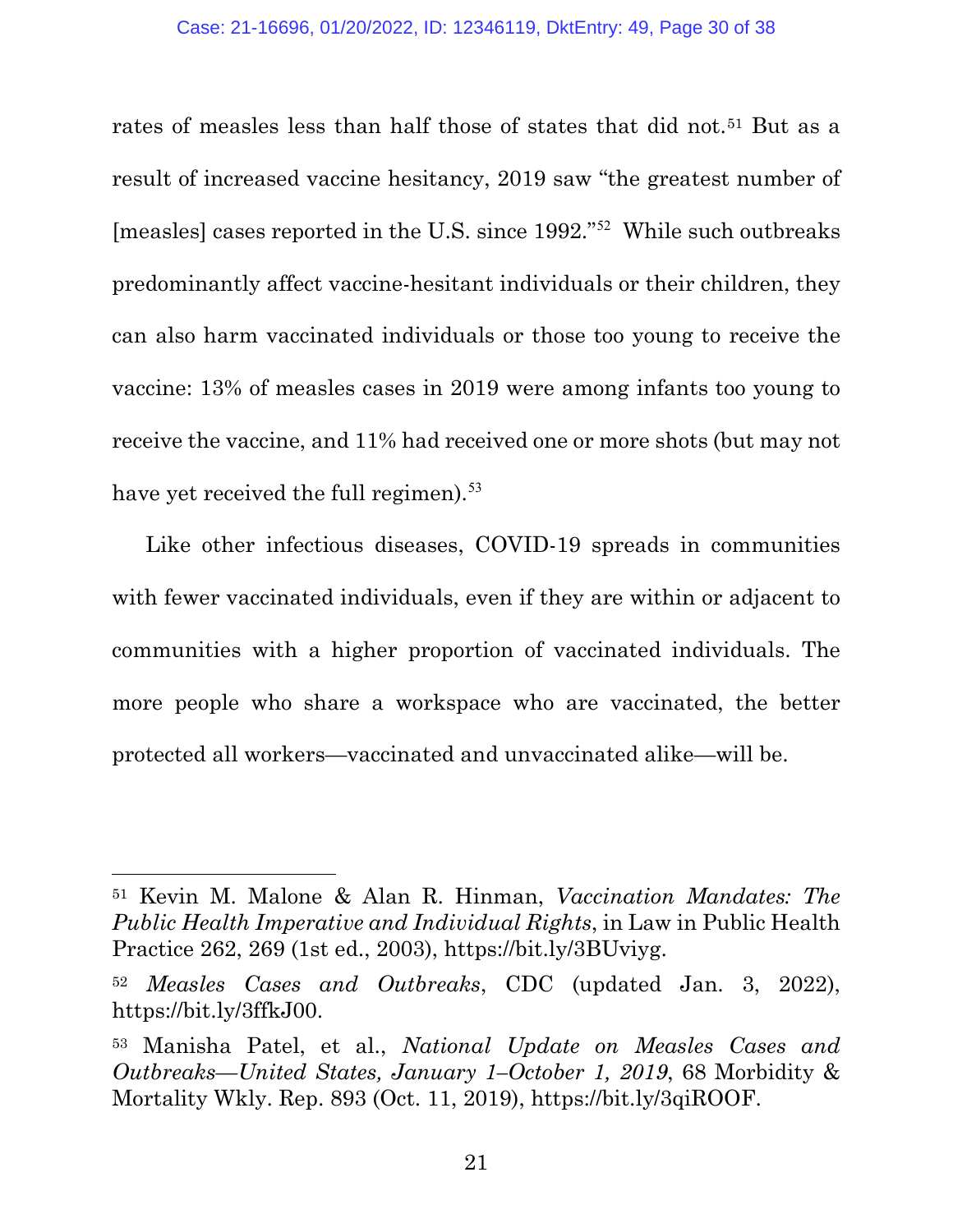rates of measles less than half those of states that did not.[51] But as a result of increased vaccine hesitancy, 2019 saw "the greatest number of [measles] cases reported in the U.S. since 1992."[52] While such outbreaks predominantly affect vaccine-hesitant individuals or their children, they can also harm vaccinated individuals or those too young to receive the vaccine: 13% of measles cases in 2019 were among infants too young to receive the vaccine, and 11% had received one or more shots (but may not have yet received the full regimen).[53]

Like other infectious diseases, COVID-19 spreads in communities with fewer vaccinated individuals, even if they are within or adjacent to communities with a higher proportion of vaccinated individuals. The more people who share a workspace who are vaccinated, the better protected all workers—vaccinated and unvaccinated alike—will be.

---

[51] Kevin M. Malone & Alan R. Hinman, *Vaccination Mandates: The Public Health Imperative and Individual Rights*, in Law in Public Health Practice 262, 269 (1st ed., 2003), https://bit.ly/3BUviyg.

[52] *Measles Cases and Outbreaks*, CDC (updated Jan. 3, 2022), https://bit.ly/3ffkJ00.

[53] Manisha Patel, et al., *National Update on Measles Cases and Outbreaks—United States, January 1–October 1, 2019*, 68 Morbidity & Mortality Wkly. Rep. 893 (Oct. 11, 2019), https://bit.ly/3qiROOF.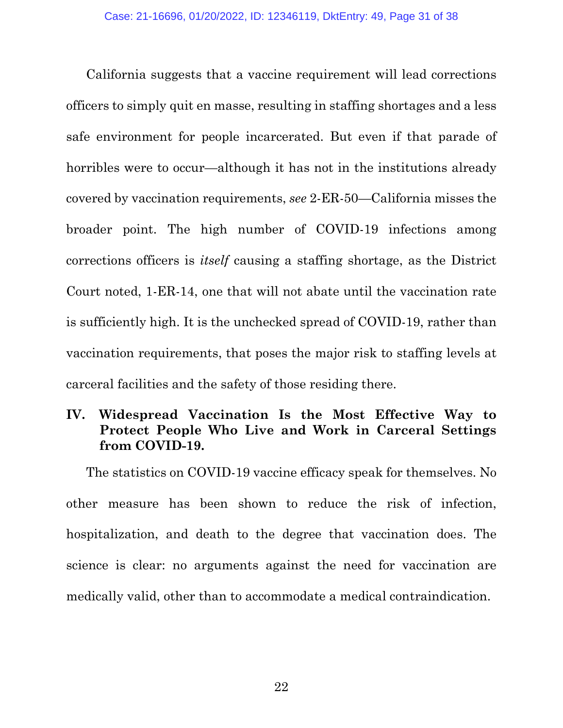California suggests that a vaccine requirement will lead corrections officers to simply quit en masse, resulting in staffing shortages and a less safe environment for people incarcerated. But even if that parade of horribles were to occur—although it has not in the institutions already covered by vaccination requirements, *see* 2-ER-50—California misses the broader point. The high number of COVID-19 infections among corrections officers is *itself* causing a staffing shortage, as the District Court noted, 1-ER-14, one that will not abate until the vaccination rate is sufficiently high. It is the unchecked spread of COVID-19, rather than vaccination requirements, that poses the major risk to staffing levels at carceral facilities and the safety of those residing there.

## IV. Widespread Vaccination Is the Most Effective Way to Protect People Who Live and Work in Carceral Settings from COVID-19.

The statistics on COVID-19 vaccine efficacy speak for themselves. No other measure has been shown to reduce the risk of infection, hospitalization, and death to the degree that vaccination does. The science is clear: no arguments against the need for vaccination are medically valid, other than to accommodate a medical contraindication.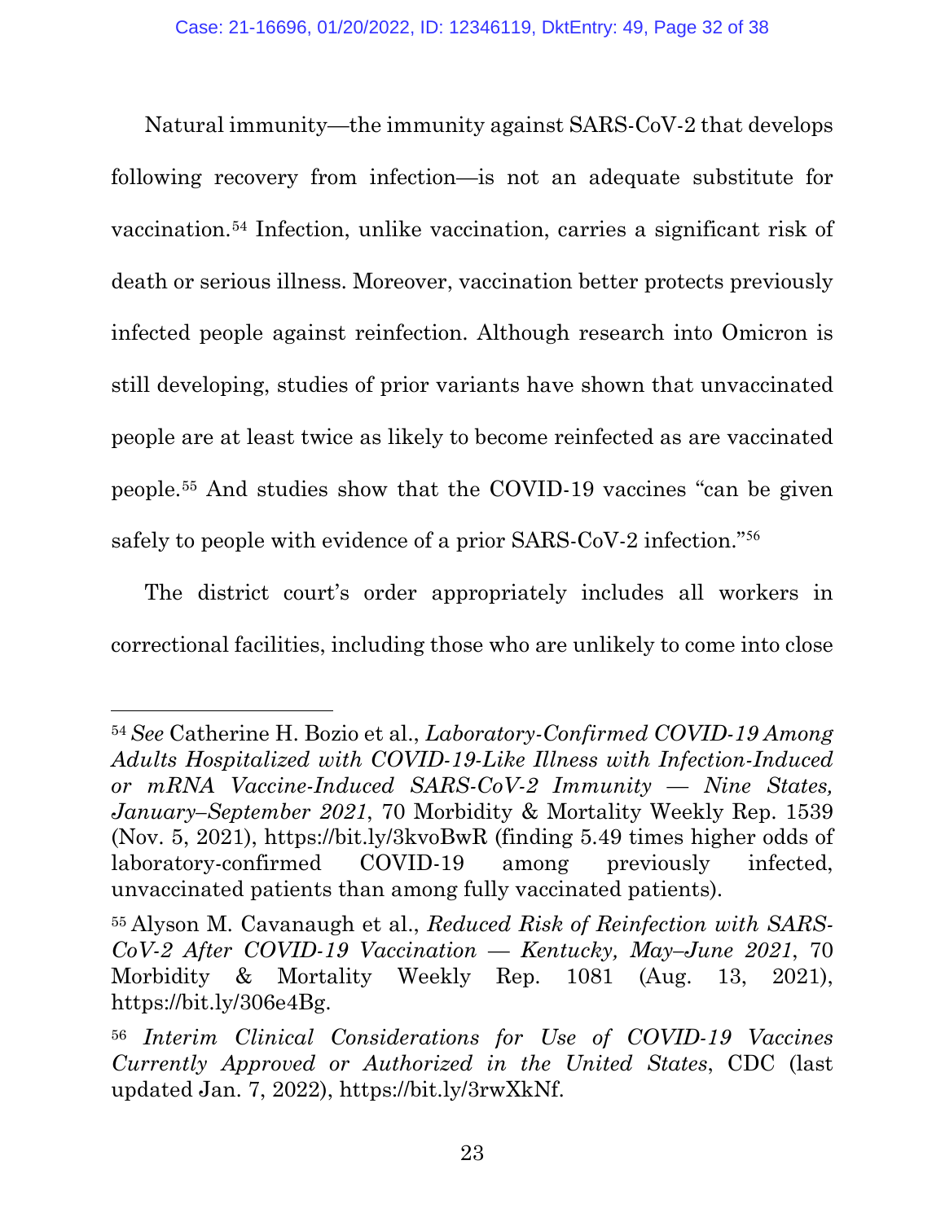Natural immunity—the immunity against SARS-CoV-2 that develops following recovery from infection—is not an adequate substitute for vaccination.[54] Infection, unlike vaccination, carries a significant risk of death or serious illness. Moreover, vaccination better protects previously infected people against reinfection. Although research into Omicron is still developing, studies of prior variants have shown that unvaccinated people are at least twice as likely to become reinfected as are vaccinated people.[55] And studies show that the COVID-19 vaccines "can be given safely to people with evidence of a prior SARS-CoV-2 infection."[56]

The district court's order appropriately includes all workers in correctional facilities, including those who are unlikely to come into close

---

[54] *See* Catherine H. Bozio et al., *Laboratory-Confirmed COVID-19 Among Adults Hospitalized with COVID-19-Like Illness with Infection-Induced or mRNA Vaccine-Induced SARS-CoV-2 Immunity — Nine States, January–September 2021*, 70 Morbidity & Mortality Weekly Rep. 1539 (Nov. 5, 2021), https://bit.ly/3kvoBwR (finding 5.49 times higher odds of laboratory-confirmed COVID-19 among previously infected, unvaccinated patients than among fully vaccinated patients).

[55] Alyson M. Cavanaugh et al., *Reduced Risk of Reinfection with SARS-CoV-2 After COVID-19 Vaccination — Kentucky, May–June 2021*, 70 Morbidity & Mortality Weekly Rep. 1081 (Aug. 13, 2021), https://bit.ly/306e4Bg.

[56] *Interim Clinical Considerations for Use of COVID-19 Vaccines Currently Approved or Authorized in the United States*, CDC (last updated Jan. 7, 2022), https://bit.ly/3rwXkNf.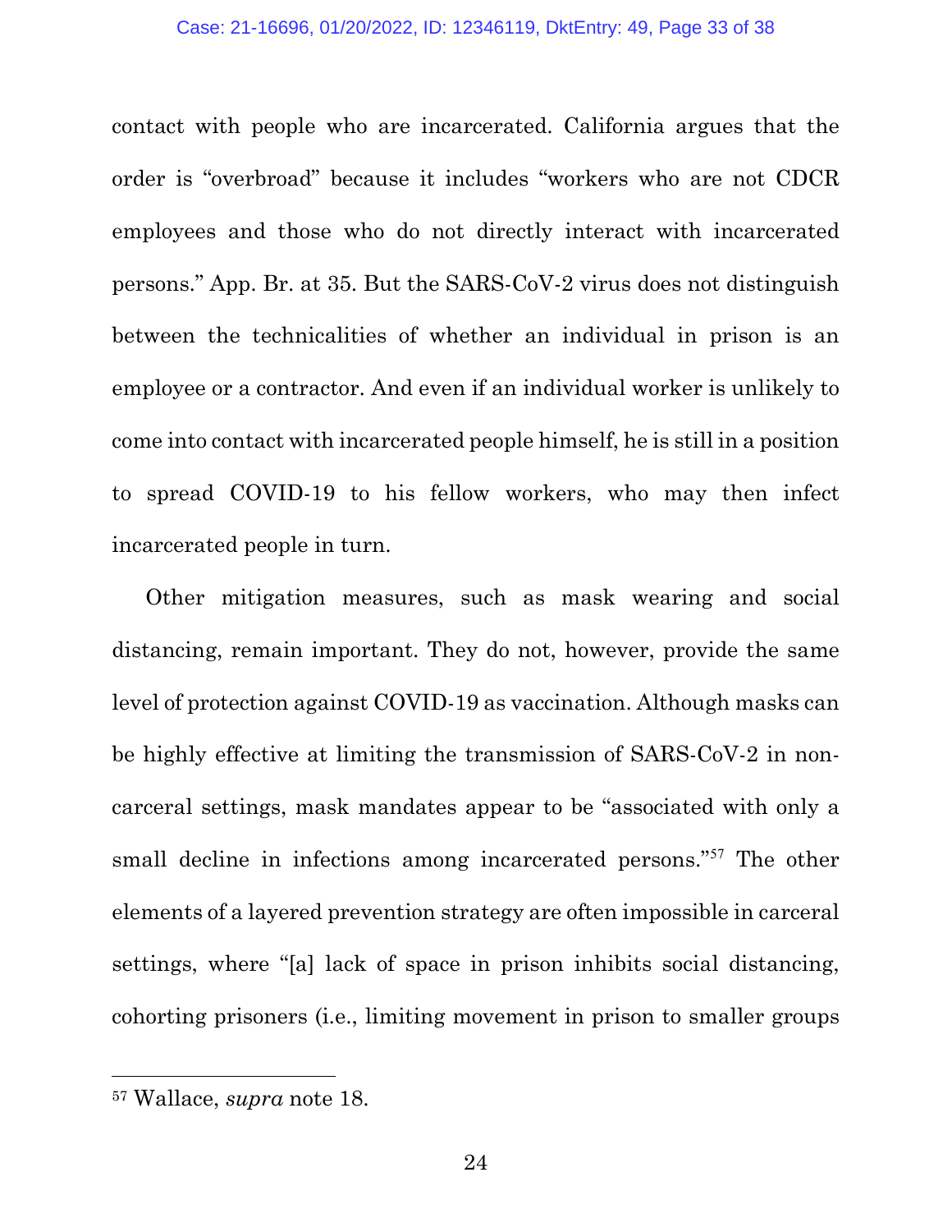contact with people who are incarcerated. California argues that the order is "overbroad" because it includes "workers who are not CDCR employees and those who do not directly interact with incarcerated persons." App. Br. at 35. But the SARS-CoV-2 virus does not distinguish between the technicalities of whether an individual in prison is an employee or a contractor. And even if an individual worker is unlikely to come into contact with incarcerated people himself, he is still in a position to spread COVID-19 to his fellow workers, who may then infect incarcerated people in turn.

Other mitigation measures, such as mask wearing and social distancing, remain important. They do not, however, provide the same level of protection against COVID-19 as vaccination. Although masks can be highly effective at limiting the transmission of SARS-CoV-2 in non-carceral settings, mask mandates appear to be "associated with only a small decline in infections among incarcerated persons."[57] The other elements of a layered prevention strategy are often impossible in carceral settings, where "[a] lack of space in prison inhibits social distancing, cohorting prisoners (i.e., limiting movement in prison to smaller groups

---

[57] Wallace, *supra* note 18.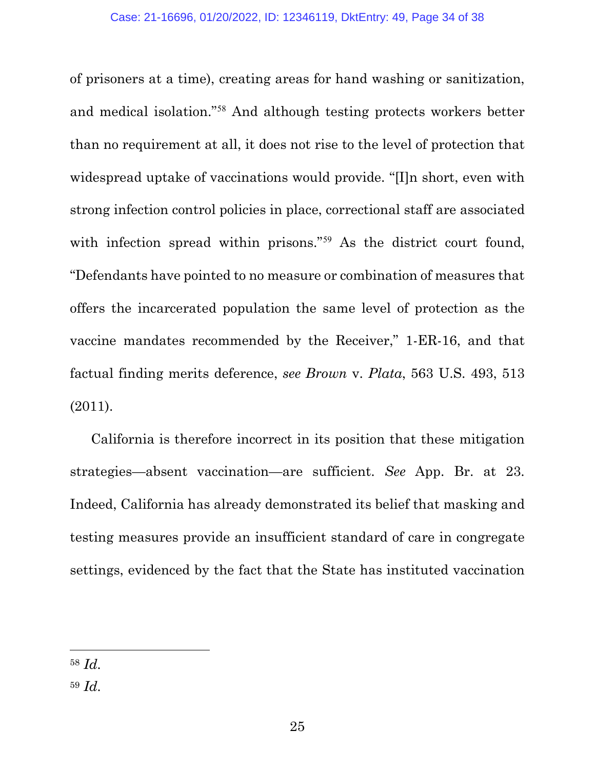of prisoners at a time), creating areas for hand washing or sanitization, and medical isolation."[58] And although testing protects workers better than no requirement at all, it does not rise to the level of protection that widespread uptake of vaccinations would provide. "[I]n short, even with strong infection control policies in place, correctional staff are associated with infection spread within prisons."[59] As the district court found, "Defendants have pointed to no measure or combination of measures that offers the incarcerated population the same level of protection as the vaccine mandates recommended by the Receiver," 1-ER-16, and that factual finding merits deference, *see Brown* v. *Plata*, 563 U.S. 493, 513 (2011).

California is therefore incorrect in its position that these mitigation strategies—absent vaccination—are sufficient. *See* App. Br. at 23. Indeed, California has already demonstrated its belief that masking and testing measures provide an insufficient standard of care in congregate settings, evidenced by the fact that the State has instituted vaccination

---

[58] *Id.*

[59] *Id.*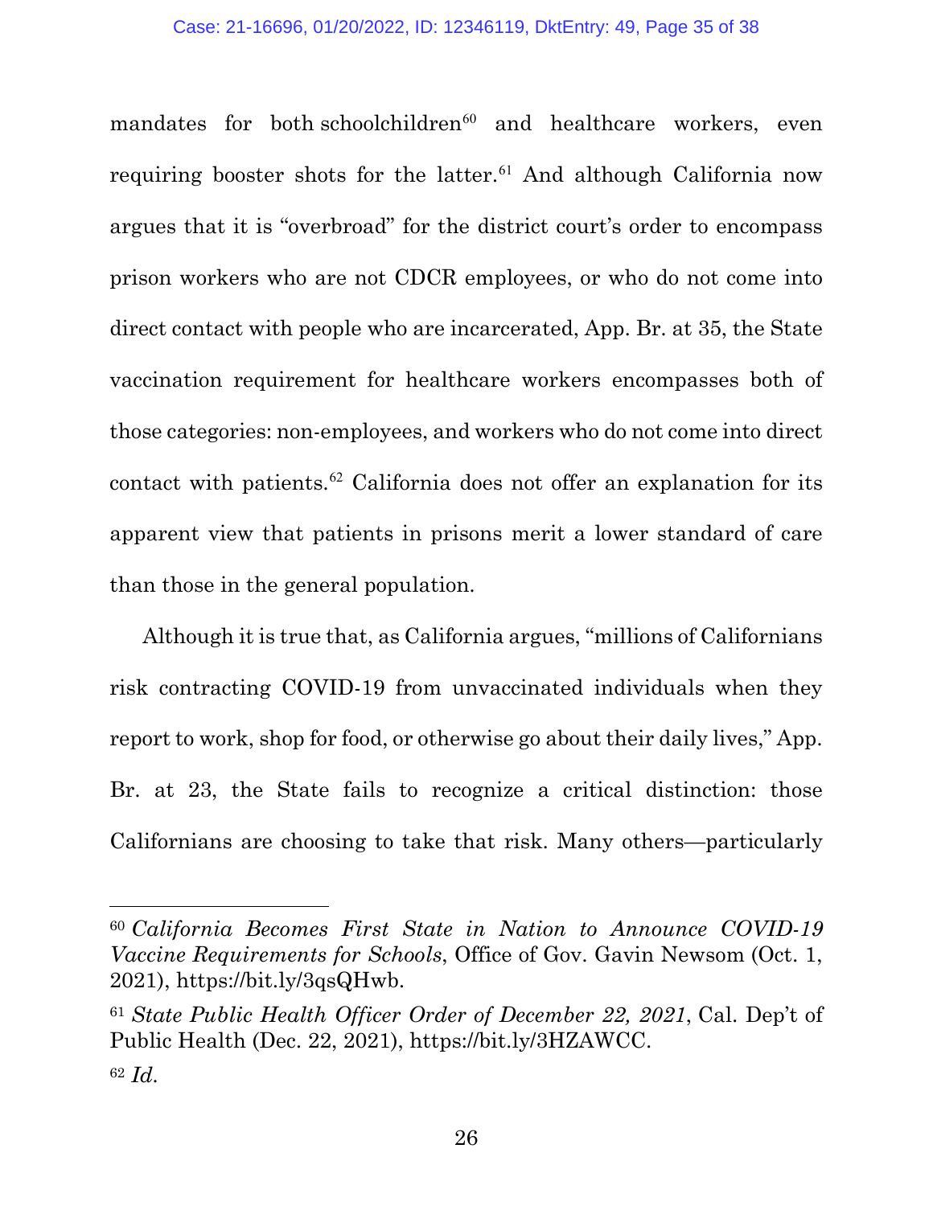mandates for both schoolchildren[60] and healthcare workers, even requiring booster shots for the latter.[61] And although California now argues that it is "overbroad" for the district court's order to encompass prison workers who are not CDCR employees, or who do not come into direct contact with people who are incarcerated, App. Br. at 35, the State vaccination requirement for healthcare workers encompasses both of those categories: non-employees, and workers who do not come into direct contact with patients.[62] California does not offer an explanation for its apparent view that patients in prisons merit a lower standard of care than those in the general population.

Although it is true that, as California argues, "millions of Californians risk contracting COVID-19 from unvaccinated individuals when they report to work, shop for food, or otherwise go about their daily lives," App. Br. at 23, the State fails to recognize a critical distinction: those Californians are choosing to take that risk. Many others—particularly

---

[60] *California Becomes First State in Nation to Announce COVID-19 Vaccine Requirements for Schools*, Office of Gov. Gavin Newsom (Oct. 1, 2021), https://bit.ly/3qsQHwb.

[61] *State Public Health Officer Order of December 22, 2021*, Cal. Dep't of Public Health (Dec. 22, 2021), https://bit.ly/3HZAWCC.

[62] *Id.*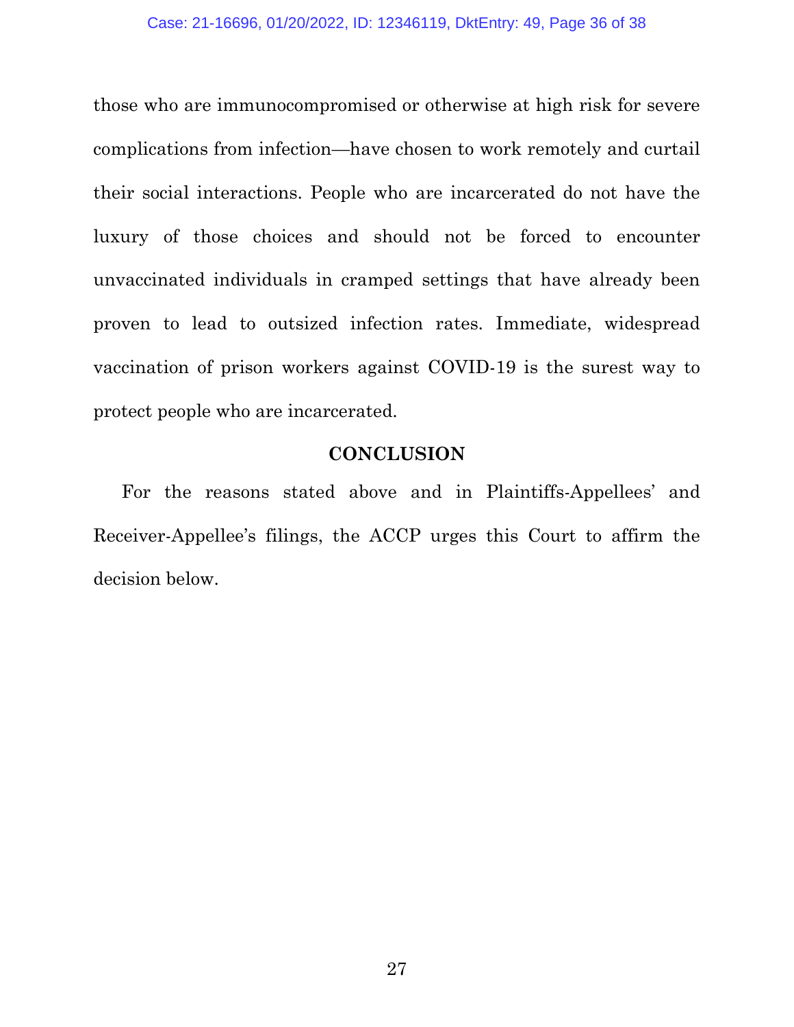those who are immunocompromised or otherwise at high risk for severe complications from infection—have chosen to work remotely and curtail their social interactions. People who are incarcerated do not have the luxury of those choices and should not be forced to encounter unvaccinated individuals in cramped settings that have already been proven to lead to outsized infection rates. Immediate, widespread vaccination of prison workers against COVID-19 is the surest way to protect people who are incarcerated.

## CONCLUSION

For the reasons stated above and in Plaintiffs-Appellees' and Receiver-Appellee's filings, the ACCP urges this Court to affirm the decision below.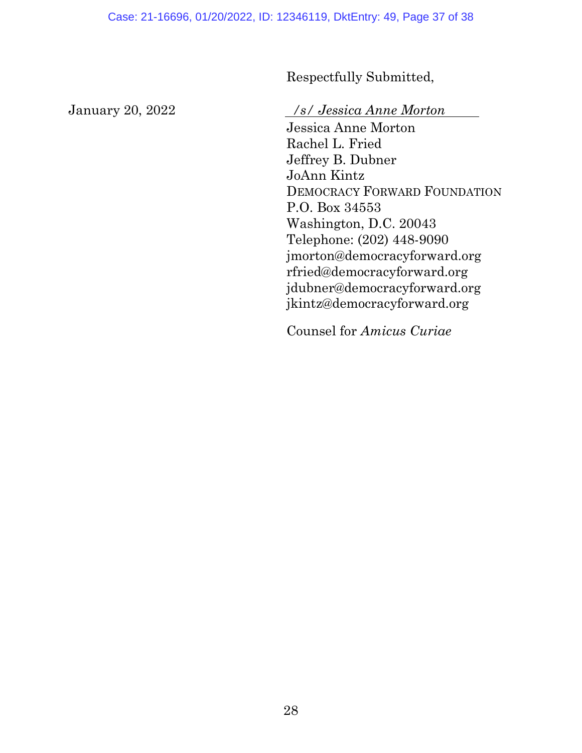Respectfully Submitted,

January 20, 2022

*/s/ Jessica Anne Morton*
Jessica Anne Morton
Rachel L. Fried
Jeffrey B. Dubner
JoAnn Kintz
DEMOCRACY FORWARD FOUNDATION
P.O. Box 34553
Washington, D.C. 20043
Telephone: (202) 448-9090
jmorton@democracyforward.org
rfried@democracyforward.org
jdubner@democracyforward.org
jkintz@democracyforward.org

Counsel for *Amicus Curiae*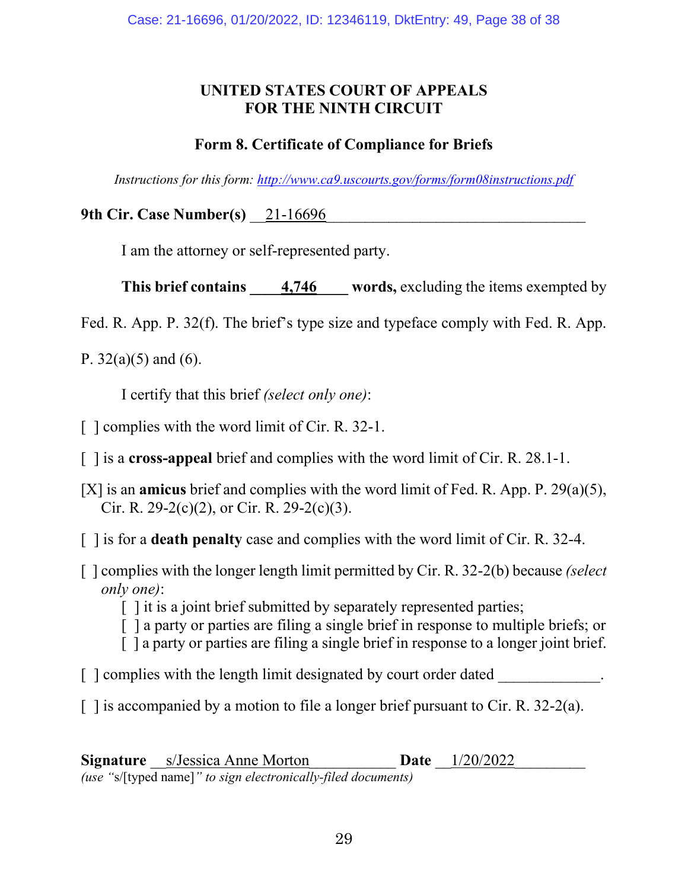# UNITED STATES COURT OF APPEALS FOR THE NINTH CIRCUIT

## Form 8. Certificate of Compliance for Briefs

*Instructions for this form: http://www.ca9.uscourts.gov/forms/form08instructions.pdf*

**9th Cir. Case Number(s)** 21-16696

I am the attorney or self-represented party.

**This brief contains 4,746 words,** excluding the items exempted by Fed. R. App. P. 32(f). The brief's type size and typeface comply with Fed. R. App. P. 32(a)(5) and (6).

I certify that this brief *(select only one)*:

[ ] complies with the word limit of Cir. R. 32-1.

[ ] is a **cross-appeal** brief and complies with the word limit of Cir. R. 28.1-1.

[X] is an **amicus** brief and complies with the word limit of Fed. R. App. P. 29(a)(5), Cir. R. 29-2(c)(2), or Cir. R. 29-2(c)(3).

[ ] is for a **death penalty** case and complies with the word limit of Cir. R. 32-4.

[ ] complies with the longer length limit permitted by Cir. R. 32-2(b) because *(select only one)*:

- [ ] it is a joint brief submitted by separately represented parties;
- [ ] a party or parties are filing a single brief in response to multiple briefs; or
- [ ] a party or parties are filing a single brief in response to a longer joint brief.

[ ] complies with the length limit designated by court order dated ____________.

[ ] is accompanied by a motion to file a longer brief pursuant to Cir. R. 32-2(a).

**Signature** s/Jessica Anne Morton **Date** 1/20/2022
*(use "*s/[typed name]*" to sign electronically-filed documents)*